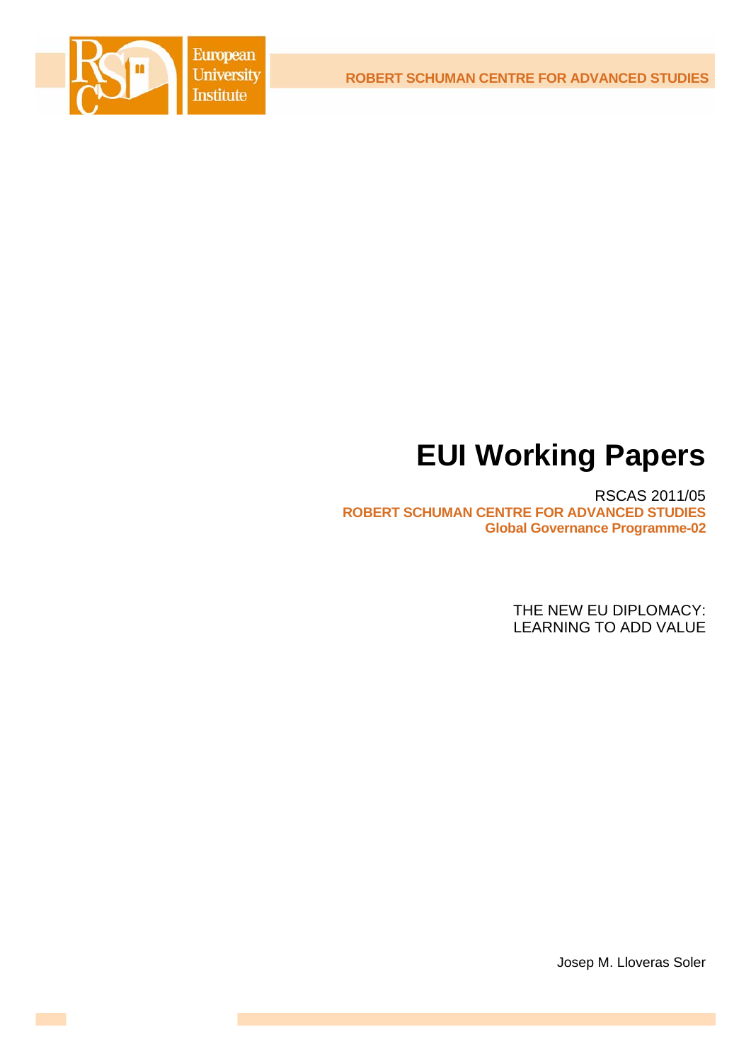ROBERT SCHUMAN CENTRE FOR ADVANCED STUDIES

# EUI Working Papers

RSCAS 2011/05
**ROBERT SCHUMAN CENTRE FOR ADVANCED STUDIES**
**Global Governance Programme-02**

THE NEW EU DIPLOMACY:
LEARNING TO ADD VALUE

Josep M. Lloveras Soler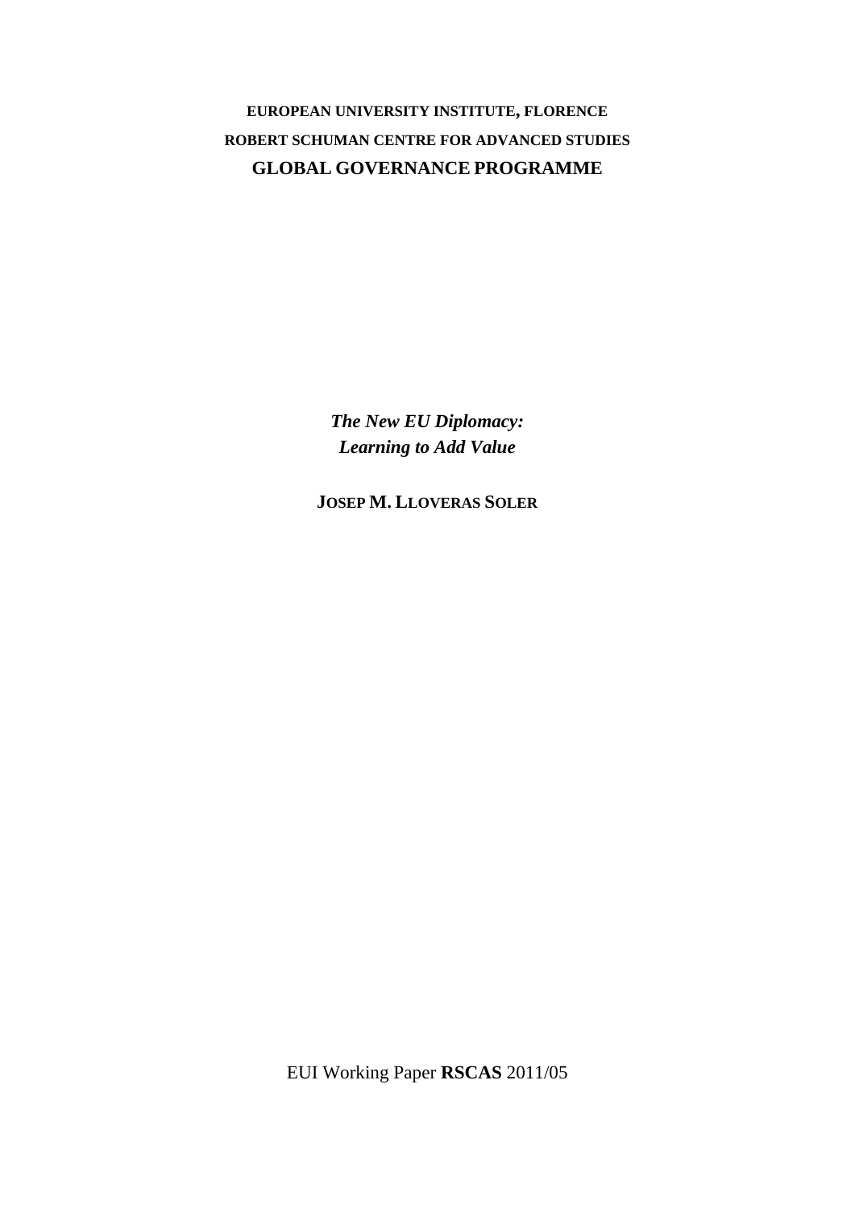**EUROPEAN UNIVERSITY INSTITUTE, FLORENCE**

**ROBERT SCHUMAN CENTRE FOR ADVANCED STUDIES**

**GLOBAL GOVERNANCE PROGRAMME**

***The New EU Diplomacy: Learning to Add Value***

**JOSEP M. LLOVERAS SOLER**

EUI Working Paper **RSCAS** 2011/05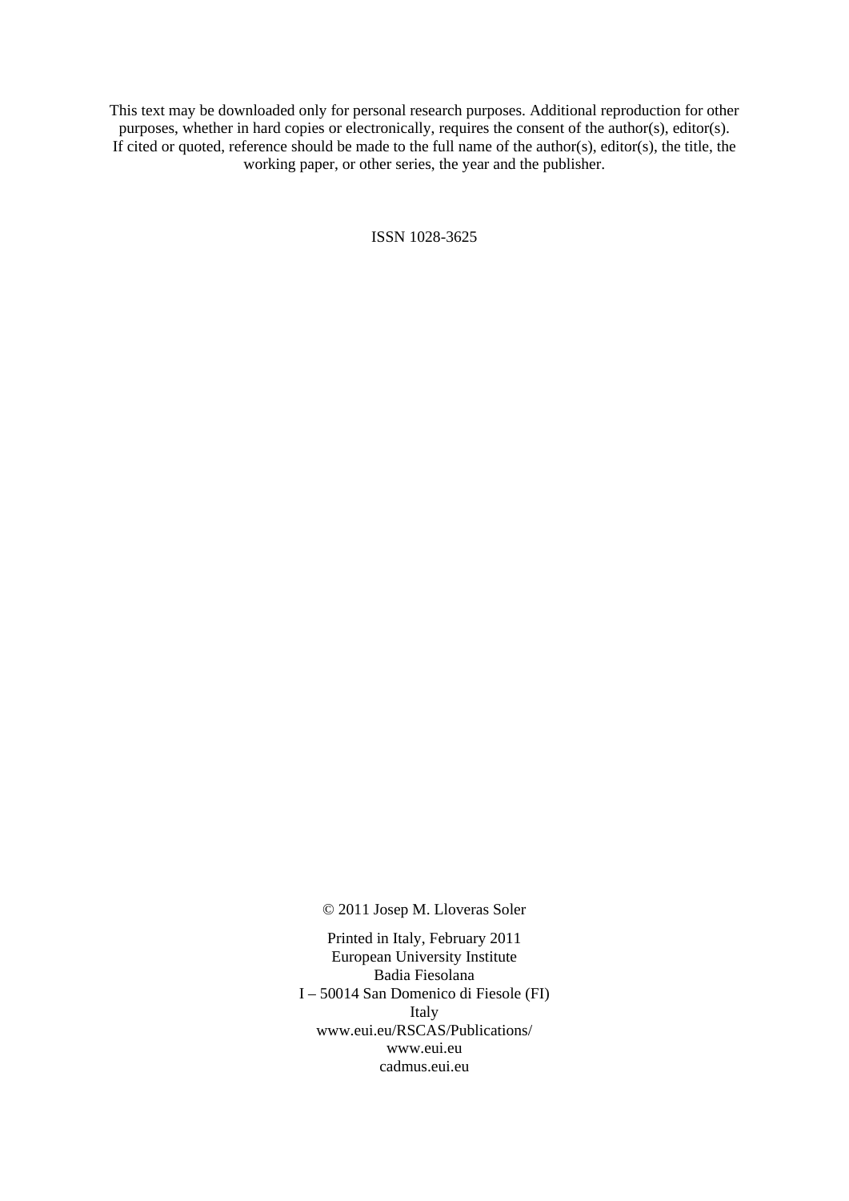This text may be downloaded only for personal research purposes. Additional reproduction for other purposes, whether in hard copies or electronically, requires the consent of the author(s), editor(s). If cited or quoted, reference should be made to the full name of the author(s), editor(s), the title, the working paper, or other series, the year and the publisher.

ISSN 1028-3625

© 2011 Josep M. Lloveras Soler

Printed in Italy, February 2011
European University Institute
Badia Fiesolana
I – 50014 San Domenico di Fiesole (FI)
Italy
www.eui.eu/RSCAS/Publications/
www.eui.eu
cadmus.eui.eu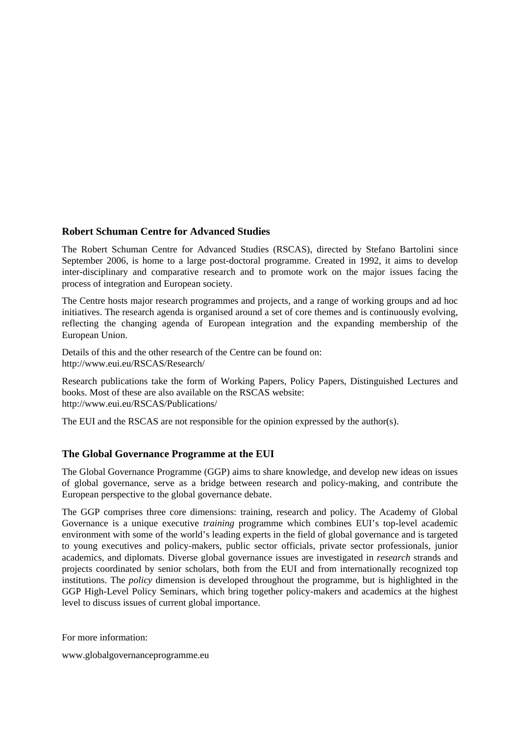### Robert Schuman Centre for Advanced Studies

The Robert Schuman Centre for Advanced Studies (RSCAS), directed by Stefano Bartolini since September 2006, is home to a large post-doctoral programme. Created in 1992, it aims to develop inter-disciplinary and comparative research and to promote work on the major issues facing the process of integration and European society.

The Centre hosts major research programmes and projects, and a range of working groups and ad hoc initiatives. The research agenda is organised around a set of core themes and is continuously evolving, reflecting the changing agenda of European integration and the expanding membership of the European Union.

Details of this and the other research of the Centre can be found on:
http://www.eui.eu/RSCAS/Research/

Research publications take the form of Working Papers, Policy Papers, Distinguished Lectures and books. Most of these are also available on the RSCAS website:
http://www.eui.eu/RSCAS/Publications/

The EUI and the RSCAS are not responsible for the opinion expressed by the author(s).

### The Global Governance Programme at the EUI

The Global Governance Programme (GGP) aims to share knowledge, and develop new ideas on issues of global governance, serve as a bridge between research and policy-making, and contribute the European perspective to the global governance debate.

The GGP comprises three core dimensions: training, research and policy. The Academy of Global Governance is a unique executive *training* programme which combines EUI's top-level academic environment with some of the world's leading experts in the field of global governance and is targeted to young executives and policy-makers, public sector officials, private sector professionals, junior academics, and diplomats. Diverse global governance issues are investigated in *research* strands and projects coordinated by senior scholars, both from the EUI and from internationally recognized top institutions. The *policy* dimension is developed throughout the programme, but is highlighted in the GGP High-Level Policy Seminars, which bring together policy-makers and academics at the highest level to discuss issues of current global importance.

For more information:

www.globalgovernanceprogramme.eu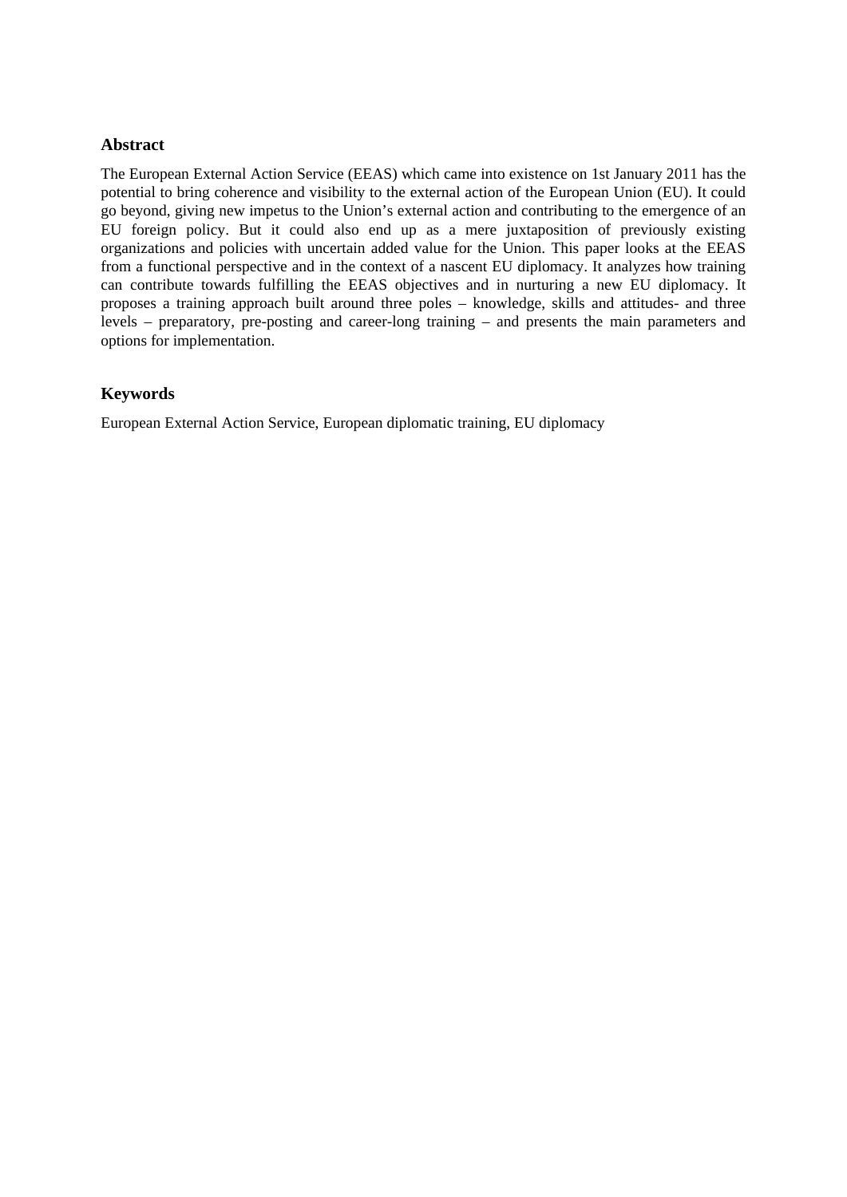## Abstract

The European External Action Service (EEAS) which came into existence on 1st January 2011 has the potential to bring coherence and visibility to the external action of the European Union (EU). It could go beyond, giving new impetus to the Union's external action and contributing to the emergence of an EU foreign policy. But it could also end up as a mere juxtaposition of previously existing organizations and policies with uncertain added value for the Union. This paper looks at the EEAS from a functional perspective and in the context of a nascent EU diplomacy. It analyzes how training can contribute towards fulfilling the EEAS objectives and in nurturing a new EU diplomacy. It proposes a training approach built around three poles – knowledge, skills and attitudes- and three levels – preparatory, pre-posting and career-long training – and presents the main parameters and options for implementation.

## Keywords

European External Action Service, European diplomatic training, EU diplomacy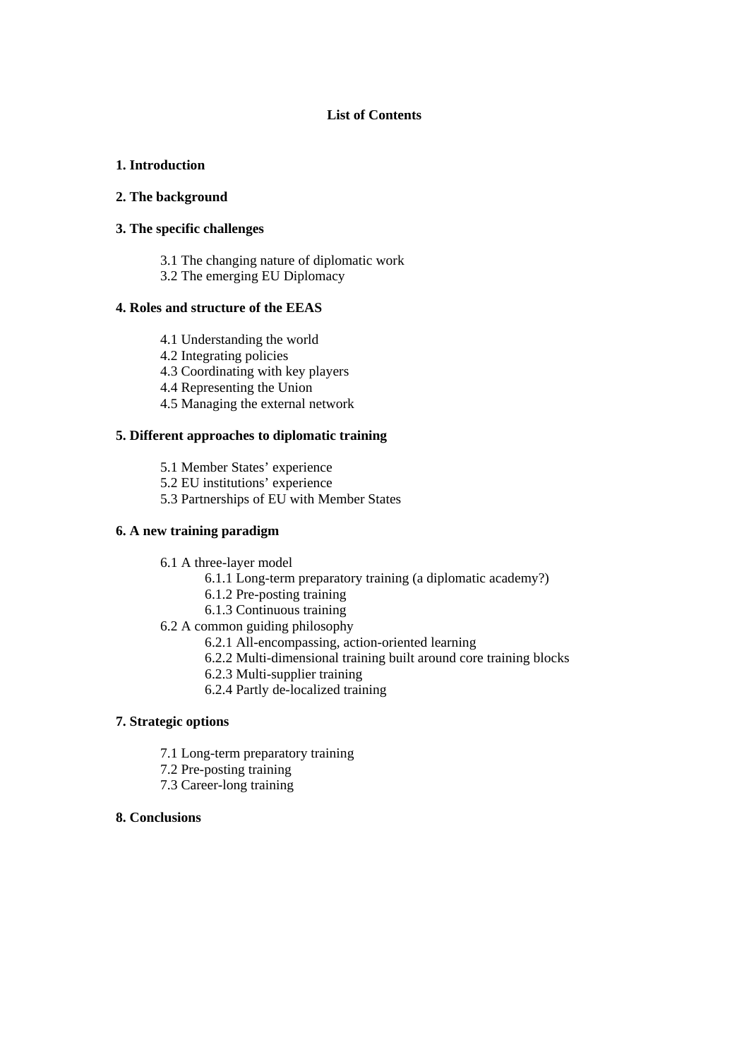**List of Contents**

**1. Introduction**

**2. The background**

**3. The specific challenges**

- 3.1 The changing nature of diplomatic work
- 3.2 The emerging EU Diplomacy

**4. Roles and structure of the EEAS**

- 4.1 Understanding the world
- 4.2 Integrating policies
- 4.3 Coordinating with key players
- 4.4 Representing the Union
- 4.5 Managing the external network

**5. Different approaches to diplomatic training**

- 5.1 Member States' experience
- 5.2 EU institutions' experience
- 5.3 Partnerships of EU with Member States

**6. A new training paradigm**

- 6.1 A three-layer model
  - 6.1.1 Long-term preparatory training (a diplomatic academy?)
  - 6.1.2 Pre-posting training
  - 6.1.3 Continuous training
- 6.2 A common guiding philosophy
  - 6.2.1 All-encompassing, action-oriented learning
  - 6.2.2 Multi-dimensional training built around core training blocks
  - 6.2.3 Multi-supplier training
  - 6.2.4 Partly de-localized training

**7. Strategic options**

- 7.1 Long-term preparatory training
- 7.2 Pre-posting training
- 7.3 Career-long training

**8. Conclusions**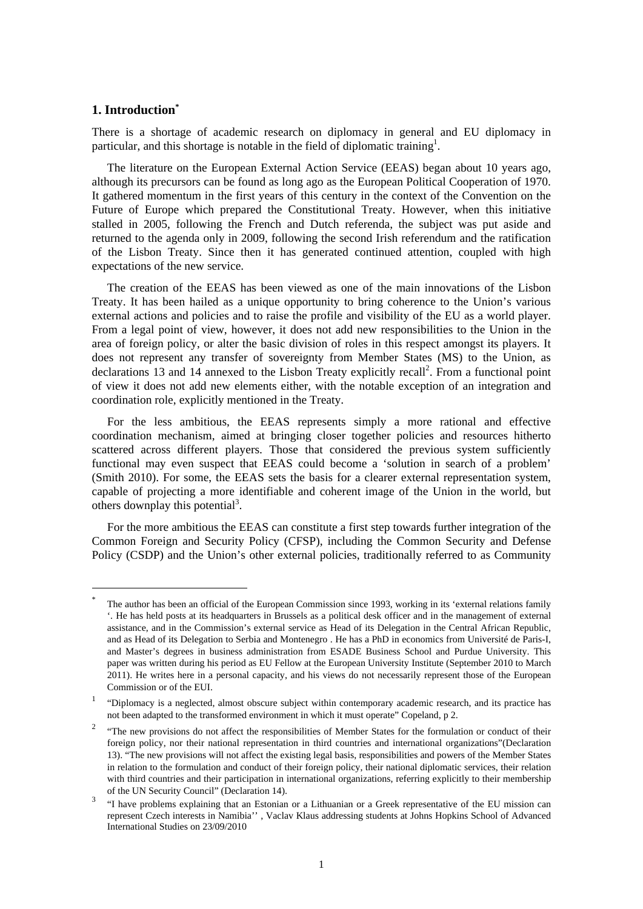## 1. Introduction[*]

There is a shortage of academic research on diplomacy in general and EU diplomacy in particular, and this shortage is notable in the field of diplomatic training[1].

The literature on the European External Action Service (EEAS) began about 10 years ago, although its precursors can be found as long ago as the European Political Cooperation of 1970. It gathered momentum in the first years of this century in the context of the Convention on the Future of Europe which prepared the Constitutional Treaty. However, when this initiative stalled in 2005, following the French and Dutch referenda, the subject was put aside and returned to the agenda only in 2009, following the second Irish referendum and the ratification of the Lisbon Treaty. Since then it has generated continued attention, coupled with high expectations of the new service.

The creation of the EEAS has been viewed as one of the main innovations of the Lisbon Treaty. It has been hailed as a unique opportunity to bring coherence to the Union's various external actions and policies and to raise the profile and visibility of the EU as a world player. From a legal point of view, however, it does not add new responsibilities to the Union in the area of foreign policy, or alter the basic division of roles in this respect amongst its players. It does not represent any transfer of sovereignty from Member States (MS) to the Union, as declarations 13 and 14 annexed to the Lisbon Treaty explicitly recall[2]. From a functional point of view it does not add new elements either, with the notable exception of an integration and coordination role, explicitly mentioned in the Treaty.

For the less ambitious, the EEAS represents simply a more rational and effective coordination mechanism, aimed at bringing closer together policies and resources hitherto scattered across different players. Those that considered the previous system sufficiently functional may even suspect that EEAS could become a 'solution in search of a problem' (Smith 2010). For some, the EEAS sets the basis for a clearer external representation system, capable of projecting a more identifiable and coherent image of the Union in the world, but others downplay this potential[3].

For the more ambitious the EEAS can constitute a first step towards further integration of the Common Foreign and Security Policy (CFSP), including the Common Security and Defense Policy (CSDP) and the Union's other external policies, traditionally referred to as Community

---

[*] The author has been an official of the European Commission since 1993, working in its 'external relations family '. He has held posts at its headquarters in Brussels as a political desk officer and in the management of external assistance, and in the Commission's external service as Head of its Delegation in the Central African Republic, and as Head of its Delegation to Serbia and Montenegro . He has a PhD in economics from Université de Paris-I, and Master's degrees in business administration from ESADE Business School and Purdue University. This paper was written during his period as EU Fellow at the European University Institute (September 2010 to March 2011). He writes here in a personal capacity, and his views do not necessarily represent those of the European Commission or of the EUI.

[1] "Diplomacy is a neglected, almost obscure subject within contemporary academic research, and its practice has not been adapted to the transformed environment in which it must operate" Copeland, p 2.

[2] "The new provisions do not affect the responsibilities of Member States for the formulation or conduct of their foreign policy, nor their national representation in third countries and international organizations"(Declaration 13). "The new provisions will not affect the existing legal basis, responsibilities and powers of the Member States in relation to the formulation and conduct of their foreign policy, their national diplomatic services, their relation with third countries and their participation in international organizations, referring explicitly to their membership of the UN Security Council" (Declaration 14).

[3] "I have problems explaining that an Estonian or a Lithuanian or a Greek representative of the EU mission can represent Czech interests in Namibia'' , Vaclav Klaus addressing students at Johns Hopkins School of Advanced International Studies on 23/09/2010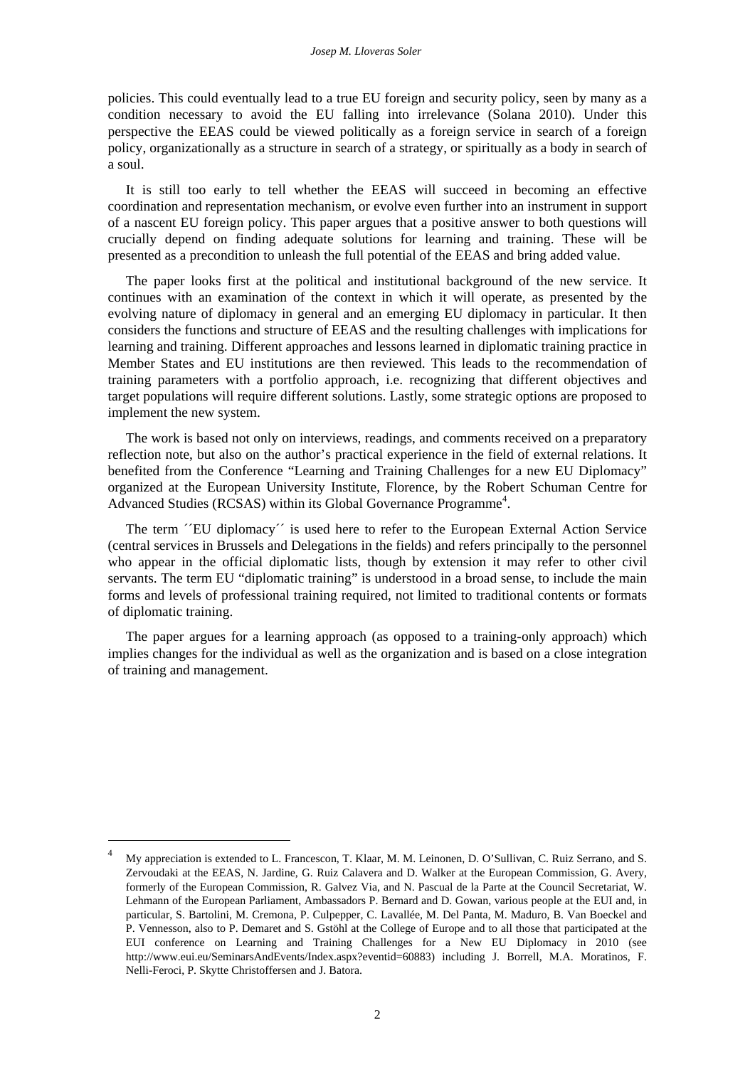policies. This could eventually lead to a true EU foreign and security policy, seen by many as a condition necessary to avoid the EU falling into irrelevance (Solana 2010). Under this perspective the EEAS could be viewed politically as a foreign service in search of a foreign policy, organizationally as a structure in search of a strategy, or spiritually as a body in search of a soul.

It is still too early to tell whether the EEAS will succeed in becoming an effective coordination and representation mechanism, or evolve even further into an instrument in support of a nascent EU foreign policy. This paper argues that a positive answer to both questions will crucially depend on finding adequate solutions for learning and training. These will be presented as a precondition to unleash the full potential of the EEAS and bring added value.

The paper looks first at the political and institutional background of the new service. It continues with an examination of the context in which it will operate, as presented by the evolving nature of diplomacy in general and an emerging EU diplomacy in particular. It then considers the functions and structure of EEAS and the resulting challenges with implications for learning and training. Different approaches and lessons learned in diplomatic training practice in Member States and EU institutions are then reviewed. This leads to the recommendation of training parameters with a portfolio approach, i.e. recognizing that different objectives and target populations will require different solutions. Lastly, some strategic options are proposed to implement the new system.

The work is based not only on interviews, readings, and comments received on a preparatory reflection note, but also on the author's practical experience in the field of external relations. It benefited from the Conference "Learning and Training Challenges for a new EU Diplomacy" organized at the European University Institute, Florence, by the Robert Schuman Centre for Advanced Studies (RCSAS) within its Global Governance Programme[4].

The term ´´EU diplomacy´´ is used here to refer to the European External Action Service (central services in Brussels and Delegations in the fields) and refers principally to the personnel who appear in the official diplomatic lists, though by extension it may refer to other civil servants. The term EU "diplomatic training" is understood in a broad sense, to include the main forms and levels of professional training required, not limited to traditional contents or formats of diplomatic training.

The paper argues for a learning approach (as opposed to a training-only approach) which implies changes for the individual as well as the organization and is based on a close integration of training and management.

---

[4] My appreciation is extended to L. Francescon, T. Klaar, M. M. Leinonen, D. O'Sullivan, C. Ruiz Serrano, and S. Zervoudaki at the EEAS, N. Jardine, G. Ruiz Calavera and D. Walker at the European Commission, G. Avery, formerly of the European Commission, R. Galvez Via, and N. Pascual de la Parte at the Council Secretariat, W. Lehmann of the European Parliament, Ambassadors P. Bernard and D. Gowan, various people at the EUI and, in particular, S. Bartolini, M. Cremona, P. Culpepper, C. Lavallée, M. Del Panta, M. Maduro, B. Van Boeckel and P. Vennesson, also to P. Demaret and S. Gstöhl at the College of Europe and to all those that participated at the EUI conference on Learning and Training Challenges for a New EU Diplomacy in 2010 (see http://www.eui.eu/SeminarsAndEvents/Index.aspx?eventid=60883) including J. Borrell, M.A. Moratinos, F. Nelli-Feroci, P. Skytte Christoffersen and J. Batora.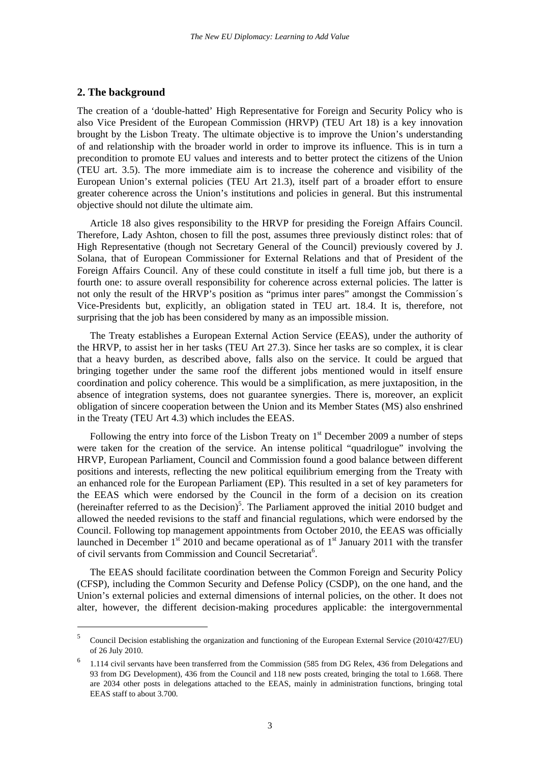## 2. The background

The creation of a 'double-hatted' High Representative for Foreign and Security Policy who is also Vice President of the European Commission (HRVP) (TEU Art 18) is a key innovation brought by the Lisbon Treaty. The ultimate objective is to improve the Union's understanding of and relationship with the broader world in order to improve its influence. This is in turn a precondition to promote EU values and interests and to better protect the citizens of the Union (TEU art. 3.5). The more immediate aim is to increase the coherence and visibility of the European Union's external policies (TEU Art 21.3), itself part of a broader effort to ensure greater coherence across the Union's institutions and policies in general. But this instrumental objective should not dilute the ultimate aim.

Article 18 also gives responsibility to the HRVP for presiding the Foreign Affairs Council. Therefore, Lady Ashton, chosen to fill the post, assumes three previously distinct roles: that of High Representative (though not Secretary General of the Council) previously covered by J. Solana, that of European Commissioner for External Relations and that of President of the Foreign Affairs Council. Any of these could constitute in itself a full time job, but there is a fourth one: to assure overall responsibility for coherence across external policies. The latter is not only the result of the HRVP's position as "primus inter pares" amongst the Commission´s Vice-Presidents but, explicitly, an obligation stated in TEU art. 18.4. It is, therefore, not surprising that the job has been considered by many as an impossible mission.

The Treaty establishes a European External Action Service (EEAS), under the authority of the HRVP, to assist her in her tasks (TEU Art 27.3). Since her tasks are so complex, it is clear that a heavy burden, as described above, falls also on the service. It could be argued that bringing together under the same roof the different jobs mentioned would in itself ensure coordination and policy coherence. This would be a simplification, as mere juxtaposition, in the absence of integration systems, does not guarantee synergies. There is, moreover, an explicit obligation of sincere cooperation between the Union and its Member States (MS) also enshrined in the Treaty (TEU Art 4.3) which includes the EEAS.

Following the entry into force of the Lisbon Treaty on 1st December 2009 a number of steps were taken for the creation of the service. An intense political "quadrilogue" involving the HRVP, European Parliament, Council and Commission found a good balance between different positions and interests, reflecting the new political equilibrium emerging from the Treaty with an enhanced role for the European Parliament (EP). This resulted in a set of key parameters for the EEAS which were endorsed by the Council in the form of a decision on its creation (hereinafter referred to as the Decision)[5]. The Parliament approved the initial 2010 budget and allowed the needed revisions to the staff and financial regulations, which were endorsed by the Council. Following top management appointments from October 2010, the EEAS was officially launched in December 1st 2010 and became operational as of 1st January 2011 with the transfer of civil servants from Commission and Council Secretariat[6].

The EEAS should facilitate coordination between the Common Foreign and Security Policy (CFSP), including the Common Security and Defense Policy (CSDP), on the one hand, and the Union's external policies and external dimensions of internal policies, on the other. It does not alter, however, the different decision-making procedures applicable: the intergovernmental

---

[5] Council Decision establishing the organization and functioning of the European External Service (2010/427/EU) of 26 July 2010.

[6] 1.114 civil servants have been transferred from the Commission (585 from DG Relex, 436 from Delegations and 93 from DG Development), 436 from the Council and 118 new posts created, bringing the total to 1.668. There are 2034 other posts in delegations attached to the EEAS, mainly in administration functions, bringing total EEAS staff to about 3.700.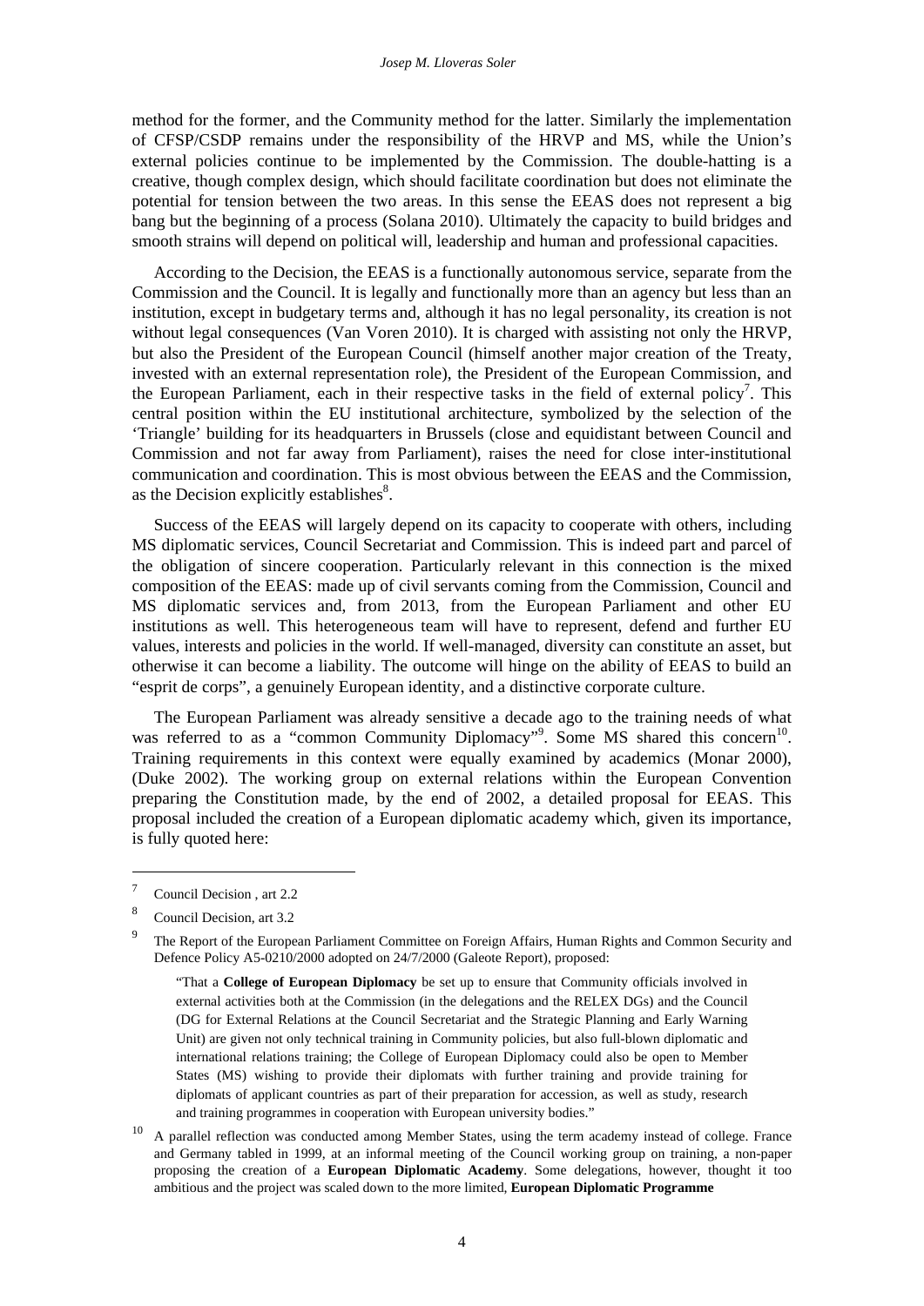method for the former, and the Community method for the latter. Similarly the implementation of CFSP/CSDP remains under the responsibility of the HRVP and MS, while the Union's external policies continue to be implemented by the Commission. The double-hatting is a creative, though complex design, which should facilitate coordination but does not eliminate the potential for tension between the two areas. In this sense the EEAS does not represent a big bang but the beginning of a process (Solana 2010). Ultimately the capacity to build bridges and smooth strains will depend on political will, leadership and human and professional capacities.

According to the Decision, the EEAS is a functionally autonomous service, separate from the Commission and the Council. It is legally and functionally more than an agency but less than an institution, except in budgetary terms and, although it has no legal personality, its creation is not without legal consequences (Van Voren 2010). It is charged with assisting not only the HRVP, but also the President of the European Council (himself another major creation of the Treaty, invested with an external representation role), the President of the European Commission, and the European Parliament, each in their respective tasks in the field of external policy[7]. This central position within the EU institutional architecture, symbolized by the selection of the 'Triangle' building for its headquarters in Brussels (close and equidistant between Council and Commission and not far away from Parliament), raises the need for close inter-institutional communication and coordination. This is most obvious between the EEAS and the Commission, as the Decision explicitly establishes[8].

Success of the EEAS will largely depend on its capacity to cooperate with others, including MS diplomatic services, Council Secretariat and Commission. This is indeed part and parcel of the obligation of sincere cooperation. Particularly relevant in this connection is the mixed composition of the EEAS: made up of civil servants coming from the Commission, Council and MS diplomatic services and, from 2013, from the European Parliament and other EU institutions as well. This heterogeneous team will have to represent, defend and further EU values, interests and policies in the world. If well-managed, diversity can constitute an asset, but otherwise it can become a liability. The outcome will hinge on the ability of EEAS to build an "esprit de corps", a genuinely European identity, and a distinctive corporate culture.

The European Parliament was already sensitive a decade ago to the training needs of what was referred to as a "common Community Diplomacy"[9]. Some MS shared this concern[10]. Training requirements in this context were equally examined by academics (Monar 2000), (Duke 2002). The working group on external relations within the European Convention preparing the Constitution made, by the end of 2002, a detailed proposal for EEAS. This proposal included the creation of a European diplomatic academy which, given its importance, is fully quoted here:

---

[7] Council Decision , art 2.2

[8] Council Decision, art 3.2

[9] The Report of the European Parliament Committee on Foreign Affairs, Human Rights and Common Security and Defence Policy A5-0210/2000 adopted on 24/7/2000 (Galeote Report), proposed:

> "That a **College of European Diplomacy** be set up to ensure that Community officials involved in external activities both at the Commission (in the delegations and the RELEX DGs) and the Council (DG for External Relations at the Council Secretariat and the Strategic Planning and Early Warning Unit) are given not only technical training in Community policies, but also full-blown diplomatic and international relations training; the College of European Diplomacy could also be open to Member States (MS) wishing to provide their diplomats with further training and provide training for diplomats of applicant countries as part of their preparation for accession, as well as study, research and training programmes in cooperation with European university bodies."

[10] A parallel reflection was conducted among Member States, using the term academy instead of college. France and Germany tabled in 1999, at an informal meeting of the Council working group on training, a non-paper proposing the creation of a **European Diplomatic Academy**. Some delegations, however, thought it too ambitious and the project was scaled down to the more limited, **European Diplomatic Programme**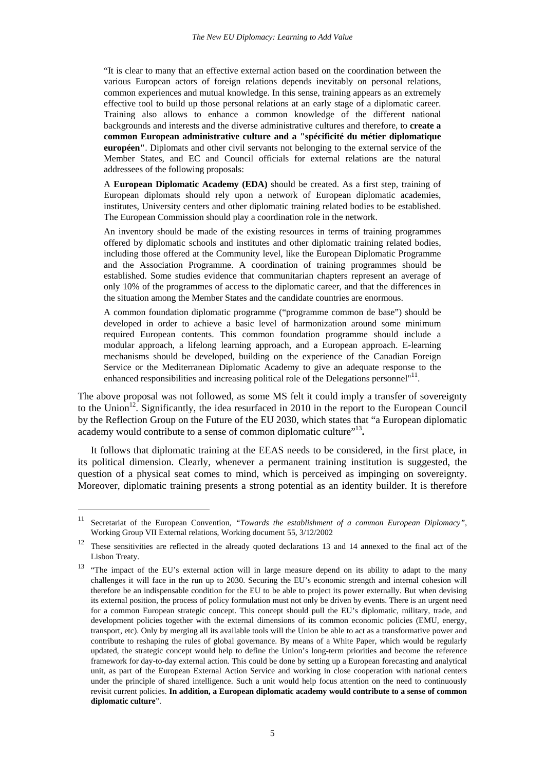> "It is clear to many that an effective external action based on the coordination between the various European actors of foreign relations depends inevitably on personal relations, common experiences and mutual knowledge. In this sense, training appears as an extremely effective tool to build up those personal relations at an early stage of a diplomatic career. Training also allows to enhance a common knowledge of the different national backgrounds and interests and the diverse administrative cultures and therefore, to **create a common European administrative culture and a "spécificité du métier diplomatique européen"**. Diplomats and other civil servants not belonging to the external service of the Member States, and EC and Council officials for external relations are the natural addressees of the following proposals:
>
> A **European Diplomatic Academy (EDA)** should be created. As a first step, training of European diplomats should rely upon a network of European diplomatic academies, institutes, University centers and other diplomatic training related bodies to be established. The European Commission should play a coordination role in the network.
>
> An inventory should be made of the existing resources in terms of training programmes offered by diplomatic schools and institutes and other diplomatic training related bodies, including those offered at the Community level, like the European Diplomatic Programme and the Association Programme. A coordination of training programmes should be established. Some studies evidence that communitarian chapters represent an average of only 10% of the programmes of access to the diplomatic career, and that the differences in the situation among the Member States and the candidate countries are enormous.
>
> A common foundation diplomatic programme ("programme common de base") should be developed in order to achieve a basic level of harmonization around some minimum required European contents. This common foundation programme should include a modular approach, a lifelong learning approach, and a European approach. E-learning mechanisms should be developed, building on the experience of the Canadian Foreign Service or the Mediterranean Diplomatic Academy to give an adequate response to the enhanced responsibilities and increasing political role of the Delegations personnel"[11].

The above proposal was not followed, as some MS felt it could imply a transfer of sovereignty to the Union[12]. Significantly, the idea resurfaced in 2010 in the report to the European Council by the Reflection Group on the Future of the EU 2030, which states that "a European diplomatic academy would contribute to a sense of common diplomatic culture"[13]**.**

It follows that diplomatic training at the EEAS needs to be considered, in the first place, in its political dimension. Clearly, whenever a permanent training institution is suggested, the question of a physical seat comes to mind, which is perceived as impinging on sovereignty. Moreover, diplomatic training presents a strong potential as an identity builder. It is therefore

---

[11] Secretariat of the European Convention, *"Towards the establishment of a common European Diplomacy"*, Working Group VII External relations, Working document 55, 3/12/2002

[12] These sensitivities are reflected in the already quoted declarations 13 and 14 annexed to the final act of the Lisbon Treaty.

[13] "The impact of the EU's external action will in large measure depend on its ability to adapt to the many challenges it will face in the run up to 2030. Securing the EU's economic strength and internal cohesion will therefore be an indispensable condition for the EU to be able to project its power externally. But when devising its external position, the process of policy formulation must not only be driven by events. There is an urgent need for a common European strategic concept. This concept should pull the EU's diplomatic, military, trade, and development policies together with the external dimensions of its common economic policies (EMU, energy, transport, etc). Only by merging all its available tools will the Union be able to act as a transformative power and contribute to reshaping the rules of global governance. By means of a White Paper, which would be regularly updated, the strategic concept would help to define the Union's long-term priorities and become the reference framework for day-to-day external action. This could be done by setting up a European forecasting and analytical unit, as part of the European External Action Service and working in close cooperation with national centers under the principle of shared intelligence. Such a unit would help focus attention on the need to continuously revisit current policies. **In addition, a European diplomatic academy would contribute to a sense of common diplomatic culture**".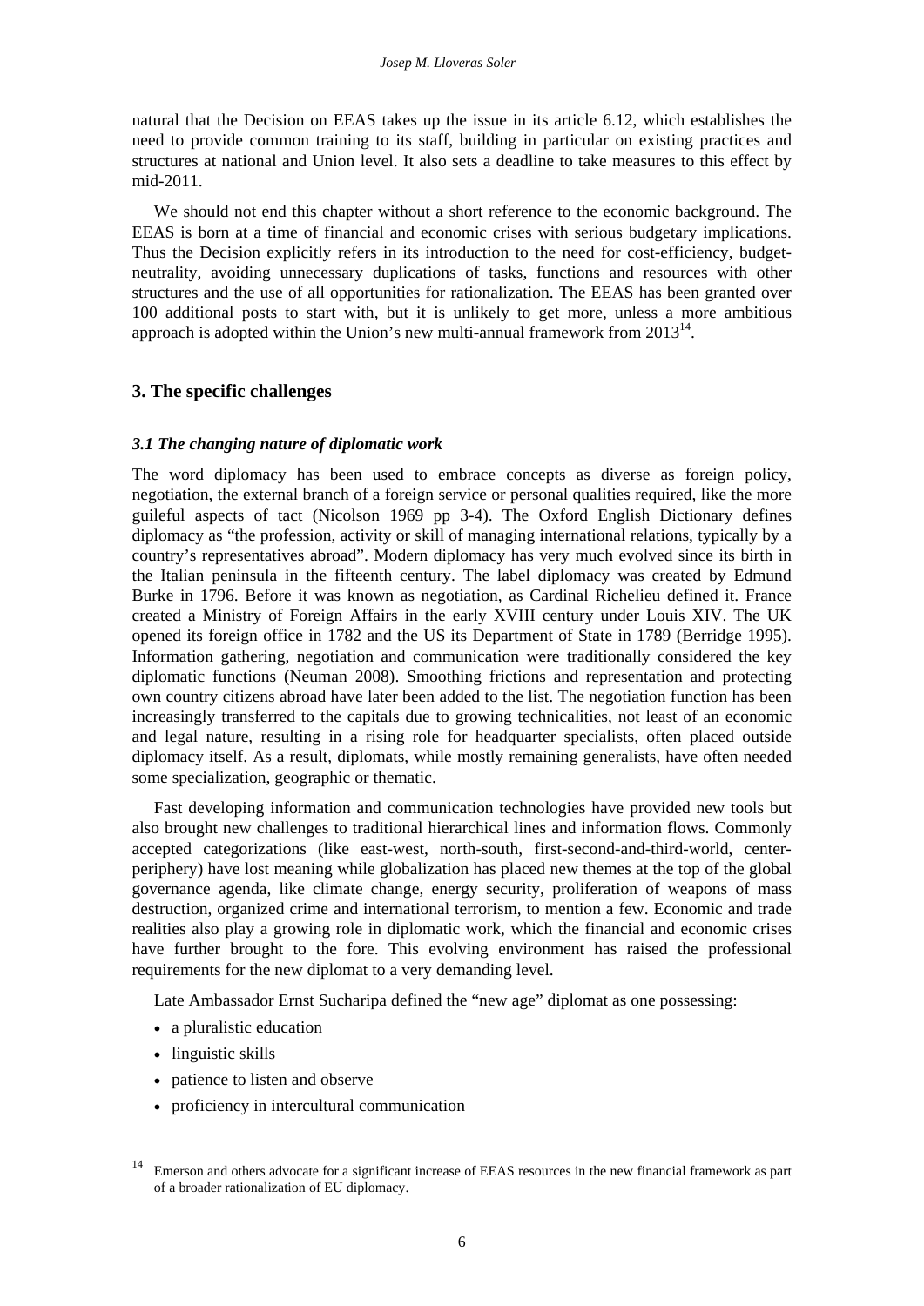natural that the Decision on EEAS takes up the issue in its article 6.12, which establishes the need to provide common training to its staff, building in particular on existing practices and structures at national and Union level. It also sets a deadline to take measures to this effect by mid-2011.

We should not end this chapter without a short reference to the economic background. The EEAS is born at a time of financial and economic crises with serious budgetary implications. Thus the Decision explicitly refers in its introduction to the need for cost-efficiency, budget-neutrality, avoiding unnecessary duplications of tasks, functions and resources with other structures and the use of all opportunities for rationalization. The EEAS has been granted over 100 additional posts to start with, but it is unlikely to get more, unless a more ambitious approach is adopted within the Union's new multi-annual framework from 2013[14].

## 3. The specific challenges

### *3.1 The changing nature of diplomatic work*

The word diplomacy has been used to embrace concepts as diverse as foreign policy, negotiation, the external branch of a foreign service or personal qualities required, like the more guileful aspects of tact (Nicolson 1969 pp 3-4). The Oxford English Dictionary defines diplomacy as "the profession, activity or skill of managing international relations, typically by a country's representatives abroad". Modern diplomacy has very much evolved since its birth in the Italian peninsula in the fifteenth century. The label diplomacy was created by Edmund Burke in 1796. Before it was known as negotiation, as Cardinal Richelieu defined it. France created a Ministry of Foreign Affairs in the early XVIII century under Louis XIV. The UK opened its foreign office in 1782 and the US its Department of State in 1789 (Berridge 1995). Information gathering, negotiation and communication were traditionally considered the key diplomatic functions (Neuman 2008). Smoothing frictions and representation and protecting own country citizens abroad have later been added to the list. The negotiation function has been increasingly transferred to the capitals due to growing technicalities, not least of an economic and legal nature, resulting in a rising role for headquarter specialists, often placed outside diplomacy itself. As a result, diplomats, while mostly remaining generalists, have often needed some specialization, geographic or thematic.

Fast developing information and communication technologies have provided new tools but also brought new challenges to traditional hierarchical lines and information flows. Commonly accepted categorizations (like east-west, north-south, first-second-and-third-world, center-periphery) have lost meaning while globalization has placed new themes at the top of the global governance agenda, like climate change, energy security, proliferation of weapons of mass destruction, organized crime and international terrorism, to mention a few. Economic and trade realities also play a growing role in diplomatic work, which the financial and economic crises have further brought to the fore. This evolving environment has raised the professional requirements for the new diplomat to a very demanding level.

Late Ambassador Ernst Sucharipa defined the "new age" diplomat as one possessing:

- a pluralistic education
- linguistic skills
- patience to listen and observe
- proficiency in intercultural communication

---

[14] Emerson and others advocate for a significant increase of EEAS resources in the new financial framework as part of a broader rationalization of EU diplomacy.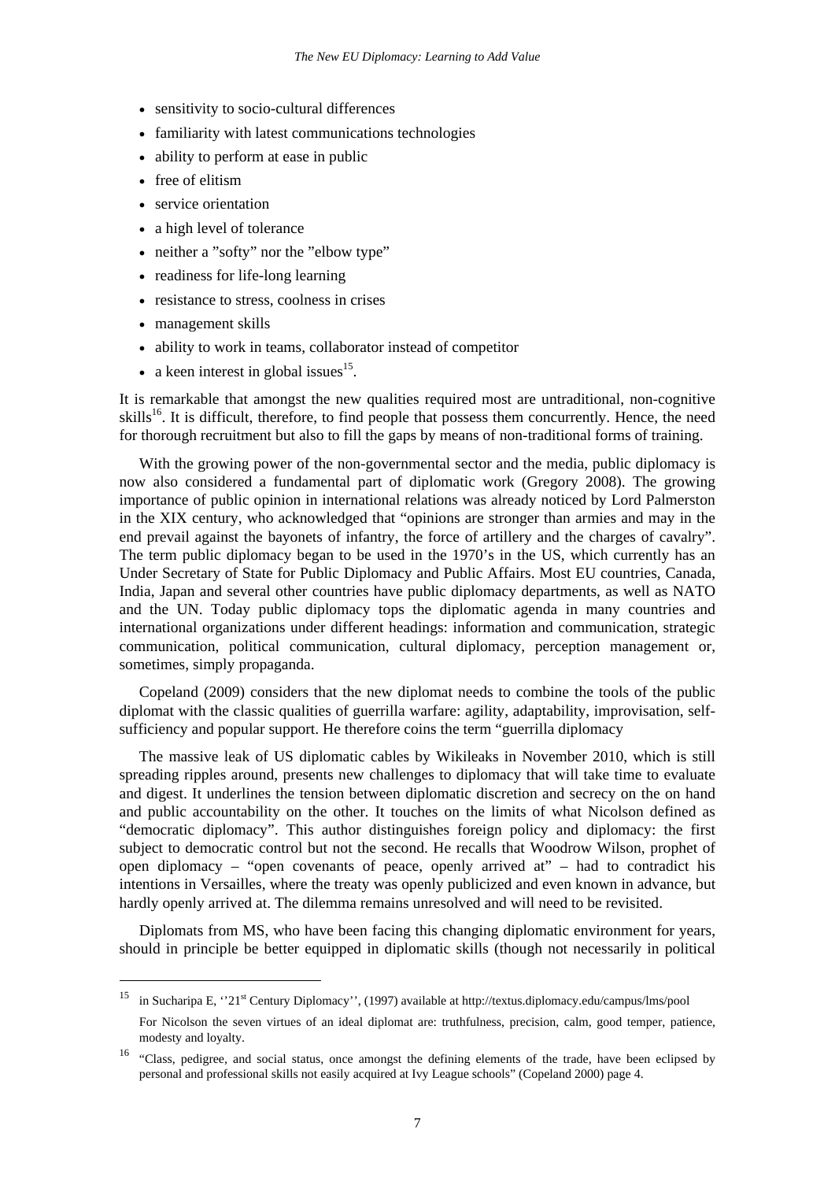- sensitivity to socio-cultural differences
- familiarity with latest communications technologies
- ability to perform at ease in public
- free of elitism
- service orientation
- a high level of tolerance
- neither a "softy" nor the "elbow type"
- readiness for life-long learning
- resistance to stress, coolness in crises
- management skills
- ability to work in teams, collaborator instead of competitor
- a keen interest in global issues[15].

It is remarkable that amongst the new qualities required most are untraditional, non-cognitive skills[16]. It is difficult, therefore, to find people that possess them concurrently. Hence, the need for thorough recruitment but also to fill the gaps by means of non-traditional forms of training.

With the growing power of the non-governmental sector and the media, public diplomacy is now also considered a fundamental part of diplomatic work (Gregory 2008). The growing importance of public opinion in international relations was already noticed by Lord Palmerston in the XIX century, who acknowledged that "opinions are stronger than armies and may in the end prevail against the bayonets of infantry, the force of artillery and the charges of cavalry". The term public diplomacy began to be used in the 1970's in the US, which currently has an Under Secretary of State for Public Diplomacy and Public Affairs. Most EU countries, Canada, India, Japan and several other countries have public diplomacy departments, as well as NATO and the UN. Today public diplomacy tops the diplomatic agenda in many countries and international organizations under different headings: information and communication, strategic communication, political communication, cultural diplomacy, perception management or, sometimes, simply propaganda.

Copeland (2009) considers that the new diplomat needs to combine the tools of the public diplomat with the classic qualities of guerrilla warfare: agility, adaptability, improvisation, self-sufficiency and popular support. He therefore coins the term "guerrilla diplomacy

The massive leak of US diplomatic cables by Wikileaks in November 2010, which is still spreading ripples around, presents new challenges to diplomacy that will take time to evaluate and digest. It underlines the tension between diplomatic discretion and secrecy on the on hand and public accountability on the other. It touches on the limits of what Nicolson defined as "democratic diplomacy". This author distinguishes foreign policy and diplomacy: the first subject to democratic control but not the second. He recalls that Woodrow Wilson, prophet of open diplomacy – "open covenants of peace, openly arrived at" – had to contradict his intentions in Versailles, where the treaty was openly publicized and even known in advance, but hardly openly arrived at. The dilemma remains unresolved and will need to be revisited.

Diplomats from MS, who have been facing this changing diplomatic environment for years, should in principle be better equipped in diplomatic skills (though not necessarily in political

---

[15] in Sucharipa E, ''21st Century Diplomacy'', (1997) available at http://textus.diplomacy.edu/campus/lms/pool

For Nicolson the seven virtues of an ideal diplomat are: truthfulness, precision, calm, good temper, patience, modesty and loyalty.

[16] "Class, pedigree, and social status, once amongst the defining elements of the trade, have been eclipsed by personal and professional skills not easily acquired at Ivy League schools" (Copeland 2000) page 4.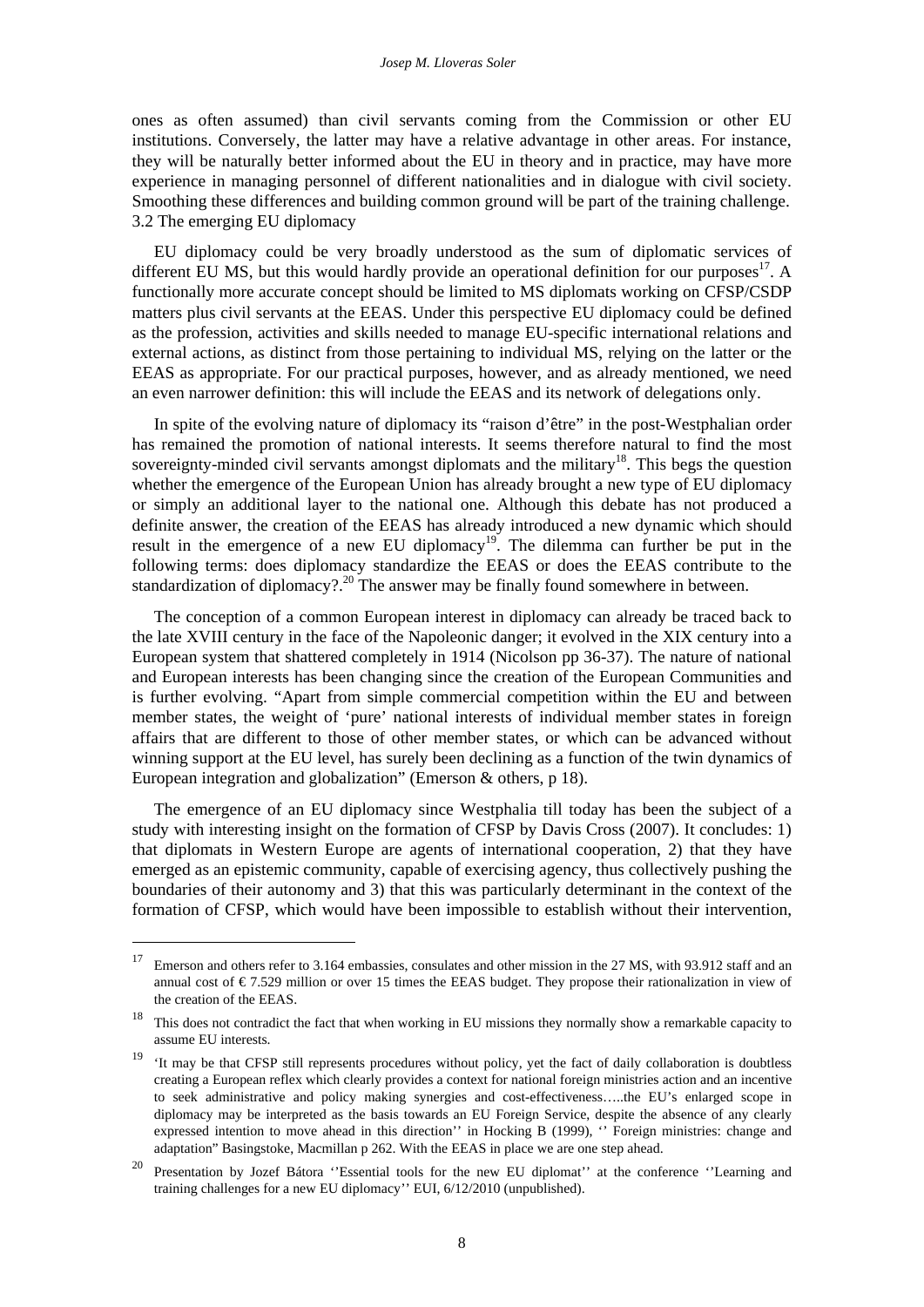ones as often assumed) than civil servants coming from the Commission or other EU institutions. Conversely, the latter may have a relative advantage in other areas. For instance, they will be naturally better informed about the EU in theory and in practice, may have more experience in managing personnel of different nationalities and in dialogue with civil society. Smoothing these differences and building common ground will be part of the training challenge.

### 3.2 The emerging EU diplomacy

EU diplomacy could be very broadly understood as the sum of diplomatic services of different EU MS, but this would hardly provide an operational definition for our purposes[17]. A functionally more accurate concept should be limited to MS diplomats working on CFSP/CSDP matters plus civil servants at the EEAS. Under this perspective EU diplomacy could be defined as the profession, activities and skills needed to manage EU-specific international relations and external actions, as distinct from those pertaining to individual MS, relying on the latter or the EEAS as appropriate. For our practical purposes, however, and as already mentioned, we need an even narrower definition: this will include the EEAS and its network of delegations only.

In spite of the evolving nature of diplomacy its "raison d'être" in the post-Westphalian order has remained the promotion of national interests. It seems therefore natural to find the most sovereignty-minded civil servants amongst diplomats and the military[18]. This begs the question whether the emergence of the European Union has already brought a new type of EU diplomacy or simply an additional layer to the national one. Although this debate has not produced a definite answer, the creation of the EEAS has already introduced a new dynamic which should result in the emergence of a new EU diplomacy[19]. The dilemma can further be put in the following terms: does diplomacy standardize the EEAS or does the EEAS contribute to the standardization of diplomacy?.[20] The answer may be finally found somewhere in between.

The conception of a common European interest in diplomacy can already be traced back to the late XVIII century in the face of the Napoleonic danger; it evolved in the XIX century into a European system that shattered completely in 1914 (Nicolson pp 36-37). The nature of national and European interests has been changing since the creation of the European Communities and is further evolving. "Apart from simple commercial competition within the EU and between member states, the weight of 'pure' national interests of individual member states in foreign affairs that are different to those of other member states, or which can be advanced without winning support at the EU level, has surely been declining as a function of the twin dynamics of European integration and globalization" (Emerson & others, p 18).

The emergence of an EU diplomacy since Westphalia till today has been the subject of a study with interesting insight on the formation of CFSP by Davis Cross (2007). It concludes: 1) that diplomats in Western Europe are agents of international cooperation, 2) that they have emerged as an epistemic community, capable of exercising agency, thus collectively pushing the boundaries of their autonomy and 3) that this was particularly determinant in the context of the formation of CFSP, which would have been impossible to establish without their intervention,

---

[17] Emerson and others refer to 3.164 embassies, consulates and other mission in the 27 MS, with 93.912 staff and an annual cost of € 7.529 million or over 15 times the EEAS budget. They propose their rationalization in view of the creation of the EEAS.

[18] This does not contradict the fact that when working in EU missions they normally show a remarkable capacity to assume EU interests.

[19] 'It may be that CFSP still represents procedures without policy, yet the fact of daily collaboration is doubtless creating a European reflex which clearly provides a context for national foreign ministries action and an incentive to seek administrative and policy making synergies and cost-effectiveness…..the EU's enlarged scope in diplomacy may be interpreted as the basis towards an EU Foreign Service, despite the absence of any clearly expressed intention to move ahead in this direction'' in Hocking B (1999), '' Foreign ministries: change and adaptation" Basingstoke, Macmillan p 262. With the EEAS in place we are one step ahead.

[20] Presentation by Jozef Bátora ''Essential tools for the new EU diplomat'' at the conference ''Learning and training challenges for a new EU diplomacy'' EUI, 6/12/2010 (unpublished).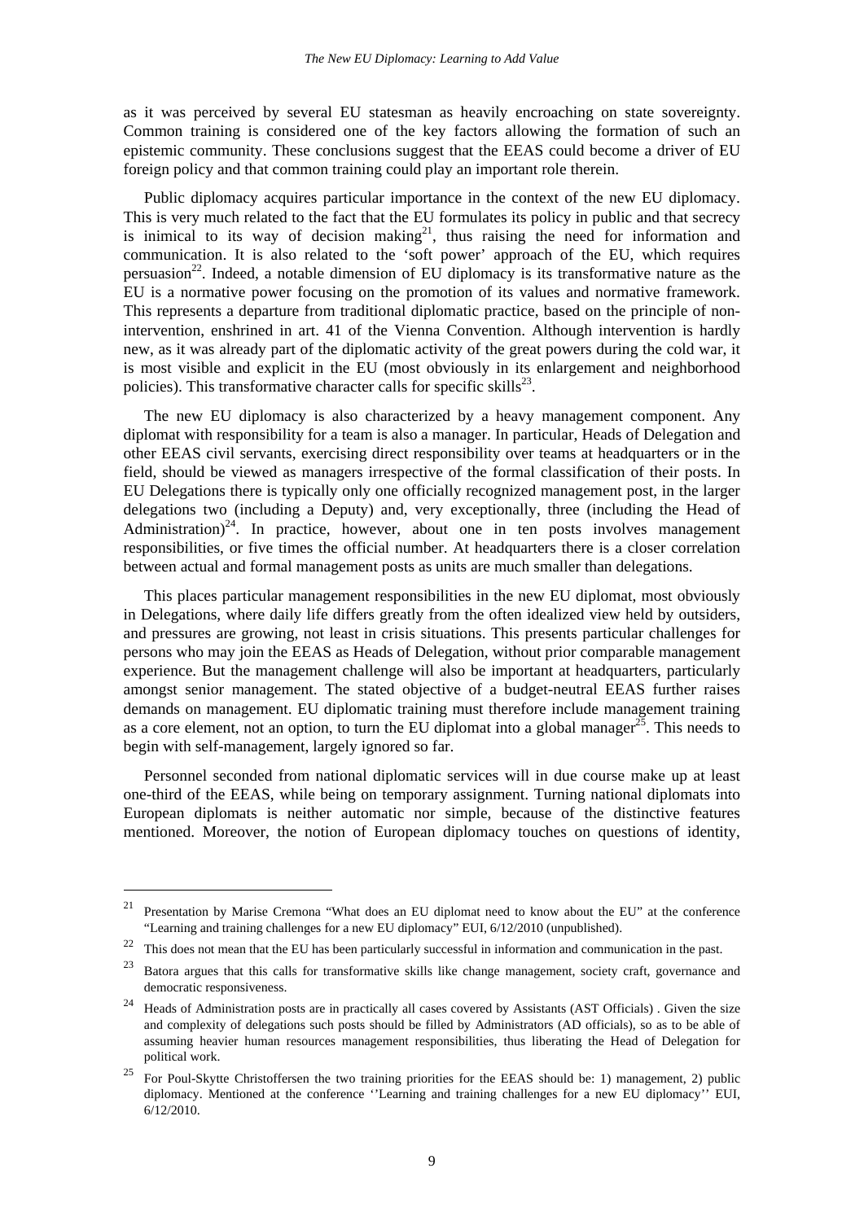as it was perceived by several EU statesman as heavily encroaching on state sovereignty. Common training is considered one of the key factors allowing the formation of such an epistemic community. These conclusions suggest that the EEAS could become a driver of EU foreign policy and that common training could play an important role therein.

Public diplomacy acquires particular importance in the context of the new EU diplomacy. This is very much related to the fact that the EU formulates its policy in public and that secrecy is inimical to its way of decision making[21], thus raising the need for information and communication. It is also related to the 'soft power' approach of the EU, which requires persuasion[22]. Indeed, a notable dimension of EU diplomacy is its transformative nature as the EU is a normative power focusing on the promotion of its values and normative framework. This represents a departure from traditional diplomatic practice, based on the principle of non-intervention, enshrined in art. 41 of the Vienna Convention. Although intervention is hardly new, as it was already part of the diplomatic activity of the great powers during the cold war, it is most visible and explicit in the EU (most obviously in its enlargement and neighborhood policies). This transformative character calls for specific skills[23].

The new EU diplomacy is also characterized by a heavy management component. Any diplomat with responsibility for a team is also a manager. In particular, Heads of Delegation and other EEAS civil servants, exercising direct responsibility over teams at headquarters or in the field, should be viewed as managers irrespective of the formal classification of their posts. In EU Delegations there is typically only one officially recognized management post, in the larger delegations two (including a Deputy) and, very exceptionally, three (including the Head of Administration)[24]. In practice, however, about one in ten posts involves management responsibilities, or five times the official number. At headquarters there is a closer correlation between actual and formal management posts as units are much smaller than delegations.

This places particular management responsibilities in the new EU diplomat, most obviously in Delegations, where daily life differs greatly from the often idealized view held by outsiders, and pressures are growing, not least in crisis situations. This presents particular challenges for persons who may join the EEAS as Heads of Delegation, without prior comparable management experience. But the management challenge will also be important at headquarters, particularly amongst senior management. The stated objective of a budget-neutral EEAS further raises demands on management. EU diplomatic training must therefore include management training as a core element, not an option, to turn the EU diplomat into a global manager[25]. This needs to begin with self-management, largely ignored so far.

Personnel seconded from national diplomatic services will in due course make up at least one-third of the EEAS, while being on temporary assignment. Turning national diplomats into European diplomats is neither automatic nor simple, because of the distinctive features mentioned. Moreover, the notion of European diplomacy touches on questions of identity,

---

[21] Presentation by Marise Cremona "What does an EU diplomat need to know about the EU" at the conference "Learning and training challenges for a new EU diplomacy" EUI, 6/12/2010 (unpublished).

[22] This does not mean that the EU has been particularly successful in information and communication in the past.

[23] Batora argues that this calls for transformative skills like change management, society craft, governance and democratic responsiveness.

[24] Heads of Administration posts are in practically all cases covered by Assistants (AST Officials) . Given the size and complexity of delegations such posts should be filled by Administrators (AD officials), so as to be able of assuming heavier human resources management responsibilities, thus liberating the Head of Delegation for political work.

[25] For Poul-Skytte Christoffersen the two training priorities for the EEAS should be: 1) management, 2) public diplomacy. Mentioned at the conference ''Learning and training challenges for a new EU diplomacy'' EUI, 6/12/2010.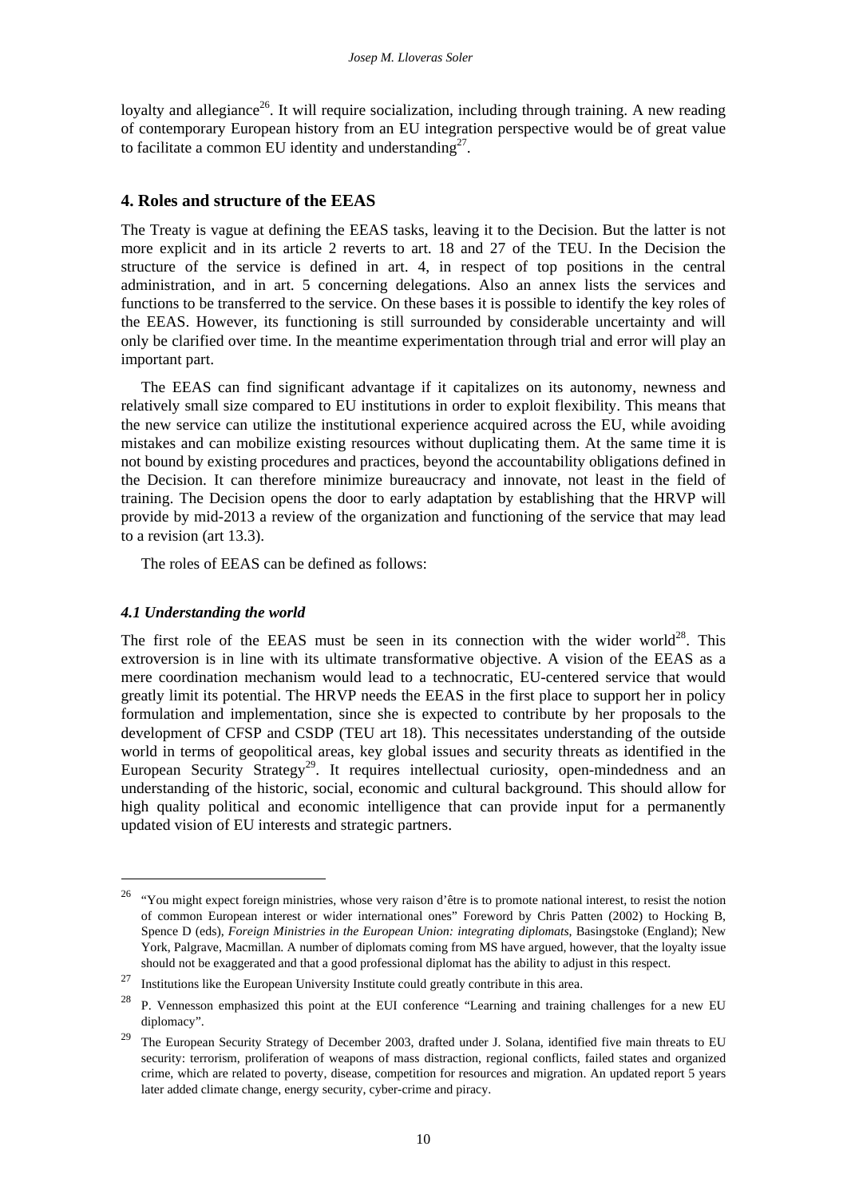loyalty and allegiance[26]. It will require socialization, including through training. A new reading of contemporary European history from an EU integration perspective would be of great value to facilitate a common EU identity and understanding[27].

## 4. Roles and structure of the EEAS

The Treaty is vague at defining the EEAS tasks, leaving it to the Decision. But the latter is not more explicit and in its article 2 reverts to art. 18 and 27 of the TEU. In the Decision the structure of the service is defined in art. 4, in respect of top positions in the central administration, and in art. 5 concerning delegations. Also an annex lists the services and functions to be transferred to the service. On these bases it is possible to identify the key roles of the EEAS. However, its functioning is still surrounded by considerable uncertainty and will only be clarified over time. In the meantime experimentation through trial and error will play an important part.

The EEAS can find significant advantage if it capitalizes on its autonomy, newness and relatively small size compared to EU institutions in order to exploit flexibility. This means that the new service can utilize the institutional experience acquired across the EU, while avoiding mistakes and can mobilize existing resources without duplicating them. At the same time it is not bound by existing procedures and practices, beyond the accountability obligations defined in the Decision. It can therefore minimize bureaucracy and innovate, not least in the field of training. The Decision opens the door to early adaptation by establishing that the HRVP will provide by mid-2013 a review of the organization and functioning of the service that may lead to a revision (art 13.3).

The roles of EEAS can be defined as follows:

### *4.1 Understanding the world*

The first role of the EEAS must be seen in its connection with the wider world[28]. This extroversion is in line with its ultimate transformative objective. A vision of the EEAS as a mere coordination mechanism would lead to a technocratic, EU-centered service that would greatly limit its potential. The HRVP needs the EEAS in the first place to support her in policy formulation and implementation, since she is expected to contribute by her proposals to the development of CFSP and CSDP (TEU art 18). This necessitates understanding of the outside world in terms of geopolitical areas, key global issues and security threats as identified in the European Security Strategy[29]. It requires intellectual curiosity, open-mindedness and an understanding of the historic, social, economic and cultural background. This should allow for high quality political and economic intelligence that can provide input for a permanently updated vision of EU interests and strategic partners.

---

[26] "You might expect foreign ministries, whose very raison d'être is to promote national interest, to resist the notion of common European interest or wider international ones" Foreword by Chris Patten (2002) to Hocking B, Spence D (eds), *Foreign Ministries in the European Union: integrating diplomats*, Basingstoke (England); New York, Palgrave, Macmillan. A number of diplomats coming from MS have argued, however, that the loyalty issue should not be exaggerated and that a good professional diplomat has the ability to adjust in this respect.

[27] Institutions like the European University Institute could greatly contribute in this area.

[28] P. Vennesson emphasized this point at the EUI conference "Learning and training challenges for a new EU diplomacy".

[29] The European Security Strategy of December 2003, drafted under J. Solana, identified five main threats to EU security: terrorism, proliferation of weapons of mass distraction, regional conflicts, failed states and organized crime, which are related to poverty, disease, competition for resources and migration. An updated report 5 years later added climate change, energy security, cyber-crime and piracy.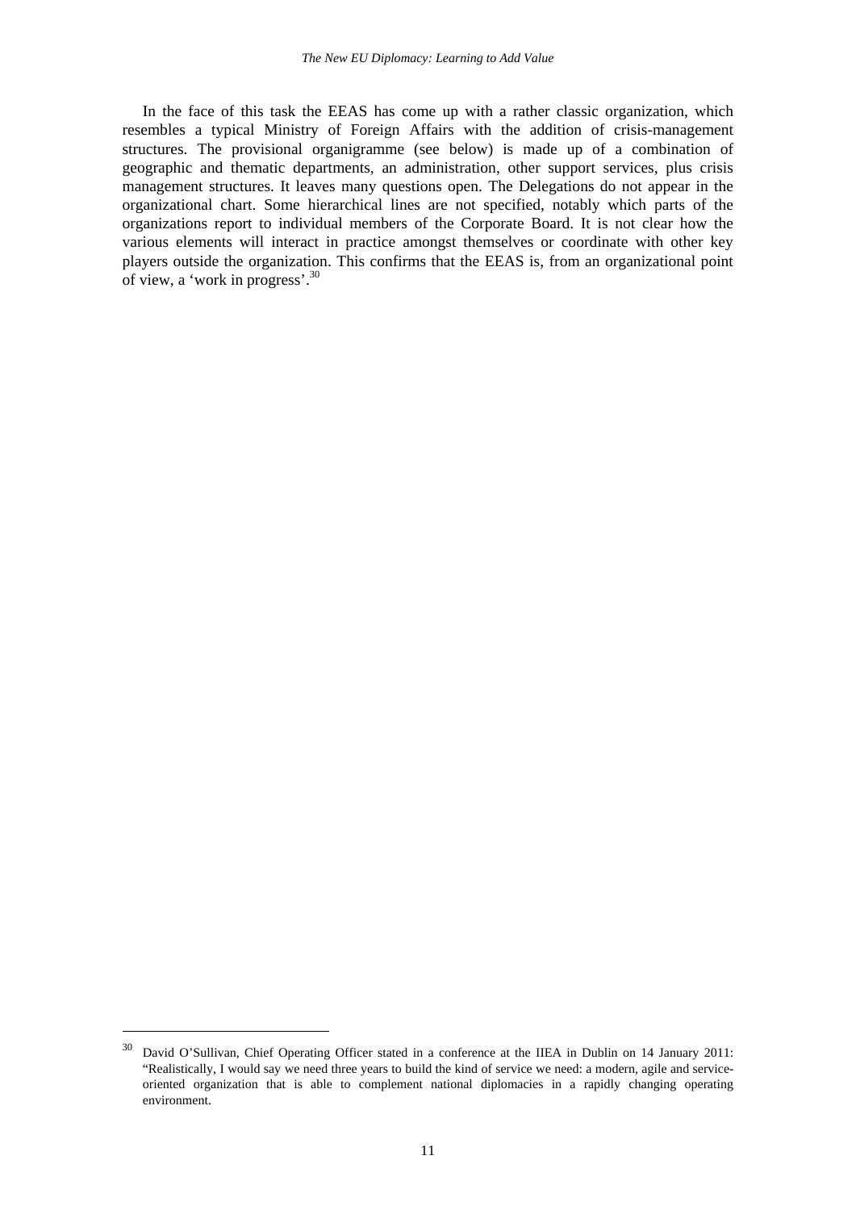In the face of this task the EEAS has come up with a rather classic organization, which resembles a typical Ministry of Foreign Affairs with the addition of crisis-management structures. The provisional organigramme (see below) is made up of a combination of geographic and thematic departments, an administration, other support services, plus crisis management structures. It leaves many questions open. The Delegations do not appear in the organizational chart. Some hierarchical lines are not specified, notably which parts of the organizations report to individual members of the Corporate Board. It is not clear how the various elements will interact in practice amongst themselves or coordinate with other key players outside the organization. This confirms that the EEAS is, from an organizational point of view, a 'work in progress'.[30]

---

[30] David O'Sullivan, Chief Operating Officer stated in a conference at the IIEA in Dublin on 14 January 2011: "Realistically, I would say we need three years to build the kind of service we need: a modern, agile and service-oriented organization that is able to complement national diplomacies in a rapidly changing operating environment.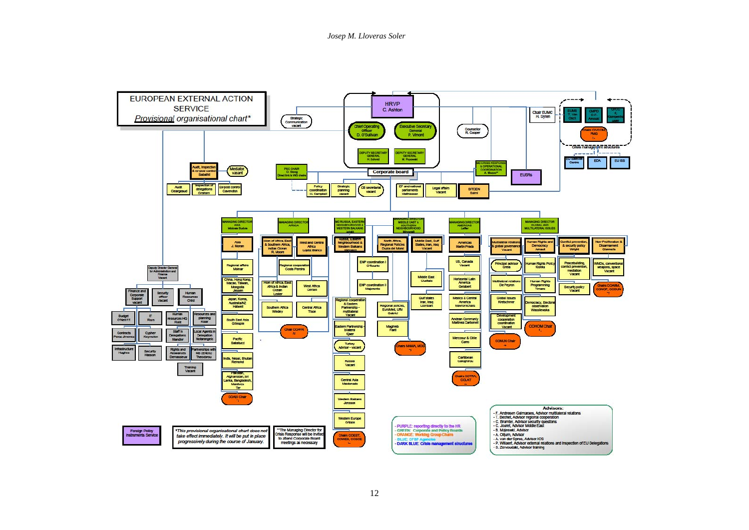# EUROPEAN EXTERNAL ACTION SERVICE

*Provisional organisational chart**

**HRVP** C. Ashton

- Chief Operating Officer D. O'Sullivan
- Executive Secretary General P. Vimont
- DEPUTY SECRETARY GENERAL H. Schmid
- DEPUTY SECRETARY GENERAL M. Popowski

Strategic Communication vacant

Counsellor R. Cooper

Chair EUMC H. Syren

EUMS T. Van Osch — CMPD C-F. Arnould — CPCC K. Klompenhouwer — Chair CIVCOM PMG

Crisis management structures: EU Satellite Centre — EDA — EU ISS

MD CRISIS RESPONSE & OPERATIONAL COORDINATION A. Miozzo*

EUSRs

**Corporate board**

Audit, inspection & ex-post control Sabathil — Mediator vacant

- Audit Cleargeaud
- Inspection of delegations Graham
- Ex-post control Cavendish

PSC CHAIR O. Skoog Direct link to WG chairs

- Policy coordination H. Campbell
- Strategic planning vacant
- CS secretariat vacant
- EP and national parliaments Mathiessen
- Legal affairs Vacant
- SITCEN Salmi

**MANAGING DIRECTOR ASIA** Moldos Bolos

- Asia J. Moran
- Regional affairs Molnar
- China, Hong Kong, Macao, Taiwan, Mongolia Jessen
- Japan, Korea, Australia/NZ Hatwell
- South East Asia Gillespie
- Pacific Sabatucci
- India, Nepal, Bhutan Remond
- Pakistan, Afghanistan, Sri Lanka, Bangladesh, Maldives Tirr
- COASI Chair

**MANAGING DIRECTOR AFRICA**

- Horn of Africa, East & Southern Africa, Indian Ocean R. Moore
- West and Central Africa Lopez Blanco
- Regional cooperation Costa Pereira
- Horn of Africa, East Africa & Indian Ocean Lester
- West Africa Ceriani
- Southern Africa Wedey
- Central Africa Tison
- Chair COAFR

**MD RUSSIA, EASTERN NEIGHBOURHOOD & WESTERN BALKANS** Leigh

- Russia, Eastern Neighbourhood & Western Balkans Vajdaselo
- ENP coordination I O'Rourke
- ENP coordination II Majorenko
- Regional cooperation & Eastern Partnership - multilateral Vacant
- Eastern Partnership - bilateral Kjaer
- Turkey Advisor - vacant
- Russia Vacant
- Central Asia Maldonado
- Western Balkans Jonsson
- Western Europe Gripps
- Chairs COEST, COWEB, COEUC

**MANAGING DIRECTOR MIDDLE EAST & SOUTHERN NEIGHBOURHOOD** Mingarelli

- North Africa, Regional Policies Dupla del Moral
- Middle East, Gulf States, Iran, Iraq Vacant
- Middle East Uusitalo
- Gulf states Iran, Iraq Lionnant
- Regional policies, EuroMed, UfM Gabrici
- Maghreb Fanti
- Chairs MAMA, MOG

**MANAGING DIRECTOR AMERICAS** Leffler

- Americas Martin Prada
- US, Canada Vacant
- Horizontal Latin America Gelabert
- Mexico & Central America Mavromichalis
- Andean Community Martinez Carbonell
- Mercosur & Chile Caro
- Caribbean Caloghirou
- Chairs COTRA, COLAT

**MANAGING DIRECTOR GLOBAL AND MULTILATERAL ISSUES** Amault

- Multilateral relations & global governance Vacant
- Human Rights and Democracy Amault
- Conflict prevention & security policy Wright
- Non-Proliferation & Disarmament Giannella
- Principal advisor Greia
- Multilateral relations De Peyron
- Global issues Kretschmer
- Development cooperation coordination Vacant
- COHUN Chair
- Human Rights Policy Konka
- Human Rights Programming Timans
- Democracy, Electoral observation Wasilewska
- COHOM Chair
- Peacebuilding, conflict prevention, mediation Vacant
- Security policy Vacant
- WMDs, conventional weapons, space Vacant
- Chairs CODUN, CONOP, CODUN

Deputy Director General for Administration and Finance Vacant

- Finance and Corporate Support vacant
- Security officer Vacant
- Human Resources Child
- Budget O'Neill
- IT Rios
- Human resources HQ Ruiz
- Resources and planning Kaar
- Contracts
- Cypher Keynolan
- Staff in Delegations Mandler
- Local Agents in Delegation Notarangelo
- Infrastructure Hughes
- Security Hasson
- Rights and Allowances Demasseur
- Partnerships with MS (ENDS) Theodorou
- Training Vacant

Foreign Policy Instruments Service

*This provisional organisational chart does not take effect immediately. It will be put in place progressively during the course of January.*

**The Managing Director for Crisis Response will be invited to attend Corporate Board meetings as necessary

- PURPLE: reporting directly to the HR
- GREEN: Corporate and Policy Boards
- ORANGE: Working Group Chairs
- BLUE: CFSP Agencies
- DARK BLUE: Crisis management structures

**Advisors:**

- F. Andresen Guimaraes, Advisor multilateral relations
- T. Bechet, Advisor regional cooperation
- C. Bramer, Advisor security questions
- C. Jouret, Advisor Middle East
- B. Majeswki, Advisor
- A. Ollum, Advisor
- A. van der Spree, Advisor ICS
- P. Willaert, Advisor external relations and inspection of EU Delegations
- S. Zervoudaki, Advisor training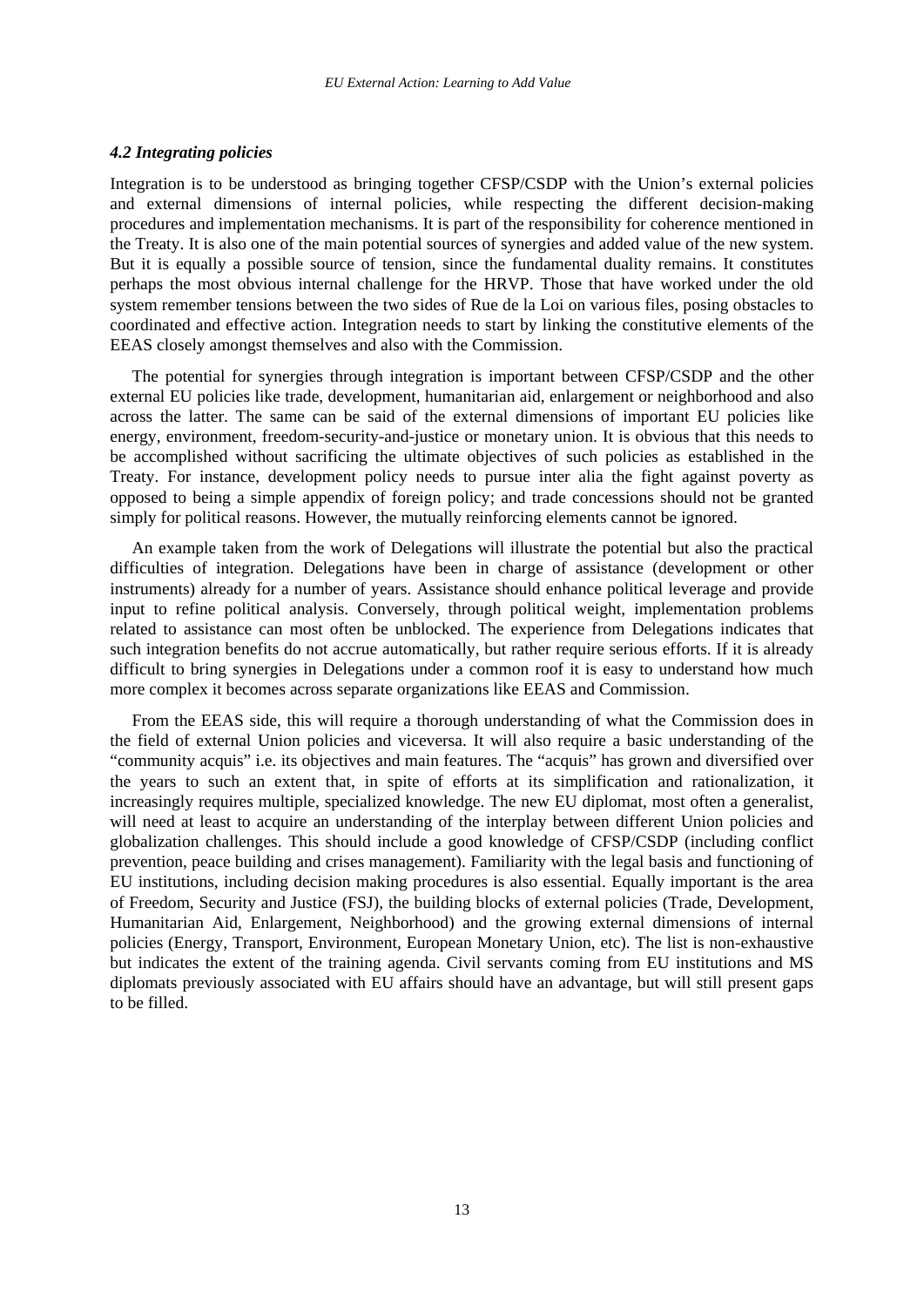### *4.2 Integrating policies*

Integration is to be understood as bringing together CFSP/CSDP with the Union's external policies and external dimensions of internal policies, while respecting the different decision-making procedures and implementation mechanisms. It is part of the responsibility for coherence mentioned in the Treaty. It is also one of the main potential sources of synergies and added value of the new system. But it is equally a possible source of tension, since the fundamental duality remains. It constitutes perhaps the most obvious internal challenge for the HRVP. Those that have worked under the old system remember tensions between the two sides of Rue de la Loi on various files, posing obstacles to coordinated and effective action. Integration needs to start by linking the constitutive elements of the EEAS closely amongst themselves and also with the Commission.

The potential for synergies through integration is important between CFSP/CSDP and the other external EU policies like trade, development, humanitarian aid, enlargement or neighborhood and also across the latter. The same can be said of the external dimensions of important EU policies like energy, environment, freedom-security-and-justice or monetary union. It is obvious that this needs to be accomplished without sacrificing the ultimate objectives of such policies as established in the Treaty. For instance, development policy needs to pursue inter alia the fight against poverty as opposed to being a simple appendix of foreign policy; and trade concessions should not be granted simply for political reasons. However, the mutually reinforcing elements cannot be ignored.

An example taken from the work of Delegations will illustrate the potential but also the practical difficulties of integration. Delegations have been in charge of assistance (development or other instruments) already for a number of years. Assistance should enhance political leverage and provide input to refine political analysis. Conversely, through political weight, implementation problems related to assistance can most often be unblocked. The experience from Delegations indicates that such integration benefits do not accrue automatically, but rather require serious efforts. If it is already difficult to bring synergies in Delegations under a common roof it is easy to understand how much more complex it becomes across separate organizations like EEAS and Commission.

From the EEAS side, this will require a thorough understanding of what the Commission does in the field of external Union policies and viceversa. It will also require a basic understanding of the "community acquis" i.e. its objectives and main features. The "acquis" has grown and diversified over the years to such an extent that, in spite of efforts at its simplification and rationalization, it increasingly requires multiple, specialized knowledge. The new EU diplomat, most often a generalist, will need at least to acquire an understanding of the interplay between different Union policies and globalization challenges. This should include a good knowledge of CFSP/CSDP (including conflict prevention, peace building and crises management). Familiarity with the legal basis and functioning of EU institutions, including decision making procedures is also essential. Equally important is the area of Freedom, Security and Justice (FSJ), the building blocks of external policies (Trade, Development, Humanitarian Aid, Enlargement, Neighborhood) and the growing external dimensions of internal policies (Energy, Transport, Environment, European Monetary Union, etc). The list is non-exhaustive but indicates the extent of the training agenda. Civil servants coming from EU institutions and MS diplomats previously associated with EU affairs should have an advantage, but will still present gaps to be filled.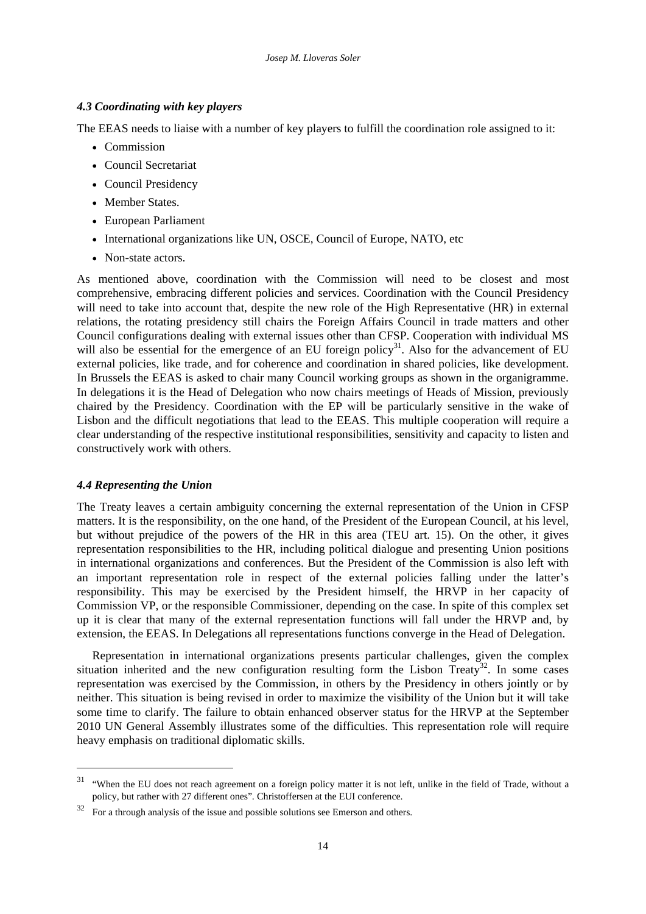### *4.3 Coordinating with key players*

The EEAS needs to liaise with a number of key players to fulfill the coordination role assigned to it:

- Commission
- Council Secretariat
- Council Presidency
- Member States.
- European Parliament
- International organizations like UN, OSCE, Council of Europe, NATO, etc
- Non-state actors.

As mentioned above, coordination with the Commission will need to be closest and most comprehensive, embracing different policies and services. Coordination with the Council Presidency will need to take into account that, despite the new role of the High Representative (HR) in external relations, the rotating presidency still chairs the Foreign Affairs Council in trade matters and other Council configurations dealing with external issues other than CFSP. Cooperation with individual MS will also be essential for the emergence of an EU foreign policy[31]. Also for the advancement of EU external policies, like trade, and for coherence and coordination in shared policies, like development. In Brussels the EEAS is asked to chair many Council working groups as shown in the organigramme. In delegations it is the Head of Delegation who now chairs meetings of Heads of Mission, previously chaired by the Presidency. Coordination with the EP will be particularly sensitive in the wake of Lisbon and the difficult negotiations that lead to the EEAS. This multiple cooperation will require a clear understanding of the respective institutional responsibilities, sensitivity and capacity to listen and constructively work with others.

### *4.4 Representing the Union*

The Treaty leaves a certain ambiguity concerning the external representation of the Union in CFSP matters. It is the responsibility, on the one hand, of the President of the European Council, at his level, but without prejudice of the powers of the HR in this area (TEU art. 15). On the other, it gives representation responsibilities to the HR, including political dialogue and presenting Union positions in international organizations and conferences. But the President of the Commission is also left with an important representation role in respect of the external policies falling under the latter's responsibility. This may be exercised by the President himself, the HRVP in her capacity of Commission VP, or the responsible Commissioner, depending on the case. In spite of this complex set up it is clear that many of the external representation functions will fall under the HRVP and, by extension, the EEAS. In Delegations all representations functions converge in the Head of Delegation.

Representation in international organizations presents particular challenges, given the complex situation inherited and the new configuration resulting form the Lisbon Treaty[32]. In some cases representation was exercised by the Commission, in others by the Presidency in others jointly or by neither. This situation is being revised in order to maximize the visibility of the Union but it will take some time to clarify. The failure to obtain enhanced observer status for the HRVP at the September 2010 UN General Assembly illustrates some of the difficulties. This representation role will require heavy emphasis on traditional diplomatic skills.

---

[31] "When the EU does not reach agreement on a foreign policy matter it is not left, unlike in the field of Trade, without a policy, but rather with 27 different ones". Christoffersen at the EUI conference.

[32] For a through analysis of the issue and possible solutions see Emerson and others.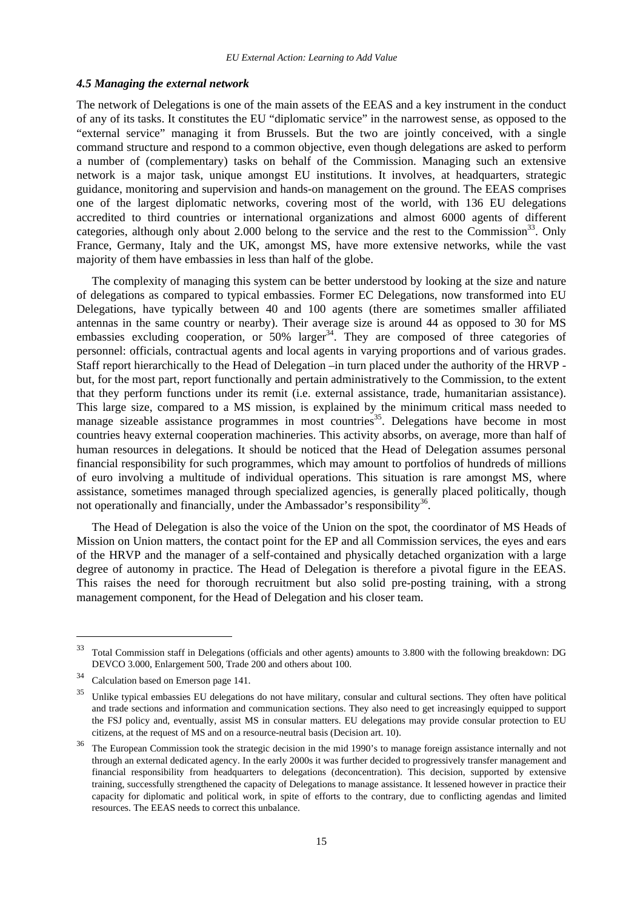#### *4.5 Managing the external network*

The network of Delegations is one of the main assets of the EEAS and a key instrument in the conduct of any of its tasks. It constitutes the EU "diplomatic service" in the narrowest sense, as opposed to the "external service" managing it from Brussels. But the two are jointly conceived, with a single command structure and respond to a common objective, even though delegations are asked to perform a number of (complementary) tasks on behalf of the Commission. Managing such an extensive network is a major task, unique amongst EU institutions. It involves, at headquarters, strategic guidance, monitoring and supervision and hands-on management on the ground. The EEAS comprises one of the largest diplomatic networks, covering most of the world, with 136 EU delegations accredited to third countries or international organizations and almost 6000 agents of different categories, although only about 2.000 belong to the service and the rest to the Commission[33]. Only France, Germany, Italy and the UK, amongst MS, have more extensive networks, while the vast majority of them have embassies in less than half of the globe.

The complexity of managing this system can be better understood by looking at the size and nature of delegations as compared to typical embassies. Former EC Delegations, now transformed into EU Delegations, have typically between 40 and 100 agents (there are sometimes smaller affiliated antennas in the same country or nearby). Their average size is around 44 as opposed to 30 for MS embassies excluding cooperation, or 50% larger[34]. They are composed of three categories of personnel: officials, contractual agents and local agents in varying proportions and of various grades. Staff report hierarchically to the Head of Delegation –in turn placed under the authority of the HRVP - but, for the most part, report functionally and pertain administratively to the Commission, to the extent that they perform functions under its remit (i.e. external assistance, trade, humanitarian assistance). This large size, compared to a MS mission, is explained by the minimum critical mass needed to manage sizeable assistance programmes in most countries[35]. Delegations have become in most countries heavy external cooperation machineries. This activity absorbs, on average, more than half of human resources in delegations. It should be noticed that the Head of Delegation assumes personal financial responsibility for such programmes, which may amount to portfolios of hundreds of millions of euro involving a multitude of individual operations. This situation is rare amongst MS, where assistance, sometimes managed through specialized agencies, is generally placed politically, though not operationally and financially, under the Ambassador's responsibility[36].

The Head of Delegation is also the voice of the Union on the spot, the coordinator of MS Heads of Mission on Union matters, the contact point for the EP and all Commission services, the eyes and ears of the HRVP and the manager of a self-contained and physically detached organization with a large degree of autonomy in practice. The Head of Delegation is therefore a pivotal figure in the EEAS. This raises the need for thorough recruitment but also solid pre-posting training, with a strong management component, for the Head of Delegation and his closer team.

---

[33] Total Commission staff in Delegations (officials and other agents) amounts to 3.800 with the following breakdown: DG DEVCO 3.000, Enlargement 500, Trade 200 and others about 100.

[34] Calculation based on Emerson page 141.

[35] Unlike typical embassies EU delegations do not have military, consular and cultural sections. They often have political and trade sections and information and communication sections. They also need to get increasingly equipped to support the FSJ policy and, eventually, assist MS in consular matters. EU delegations may provide consular protection to EU citizens, at the request of MS and on a resource-neutral basis (Decision art. 10).

[36] The European Commission took the strategic decision in the mid 1990's to manage foreign assistance internally and not through an external dedicated agency. In the early 2000s it was further decided to progressively transfer management and financial responsibility from headquarters to delegations (deconcentration). This decision, supported by extensive training, successfully strengthened the capacity of Delegations to manage assistance. It lessened however in practice their capacity for diplomatic and political work, in spite of efforts to the contrary, due to conflicting agendas and limited resources. The EEAS needs to correct this unbalance.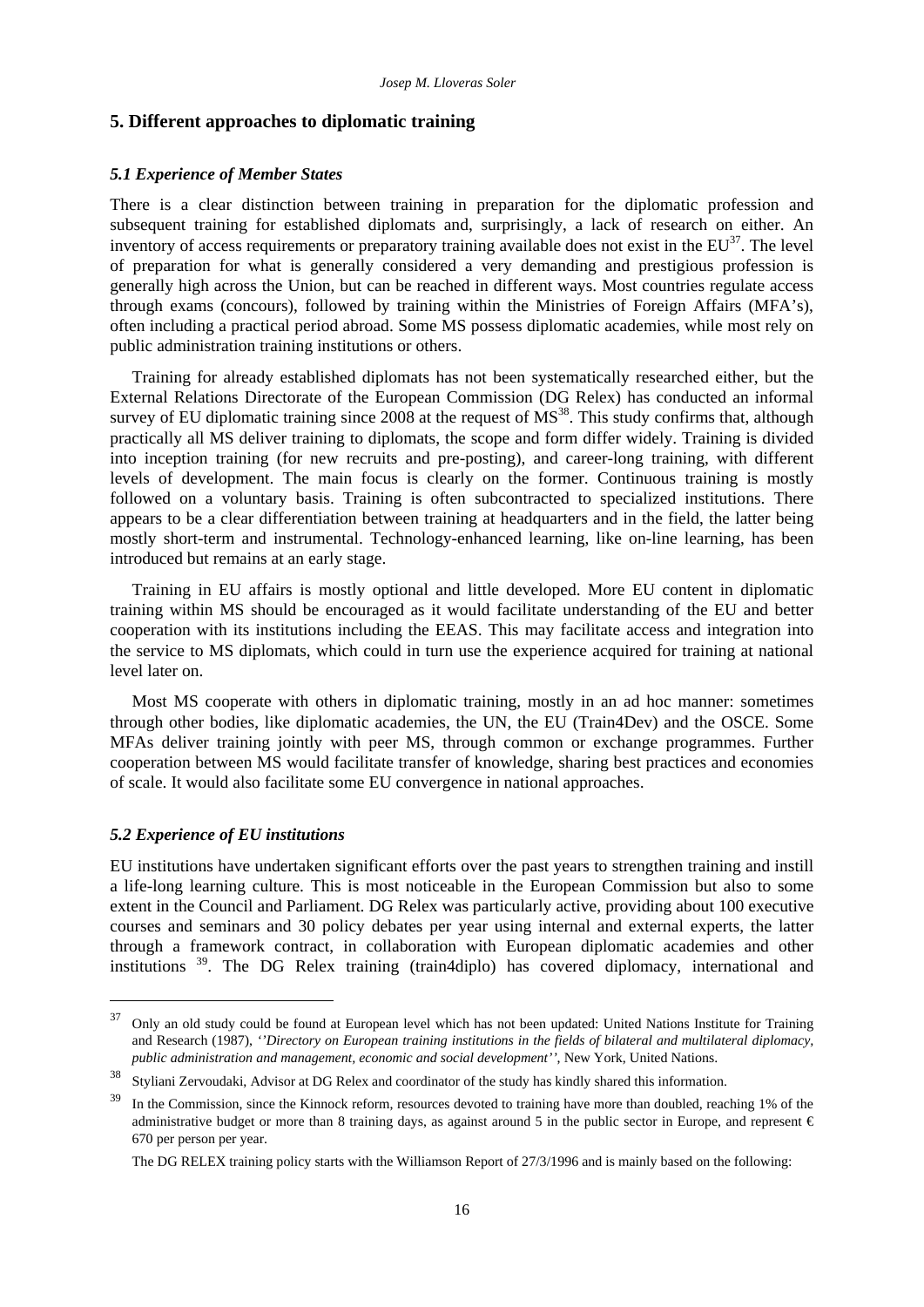## 5. Different approaches to diplomatic training

### *5.1 Experience of Member States*

There is a clear distinction between training in preparation for the diplomatic profession and subsequent training for established diplomats and, surprisingly, a lack of research on either. An inventory of access requirements or preparatory training available does not exist in the EU[37]. The level of preparation for what is generally considered a very demanding and prestigious profession is generally high across the Union, but can be reached in different ways. Most countries regulate access through exams (concours), followed by training within the Ministries of Foreign Affairs (MFA's), often including a practical period abroad. Some MS possess diplomatic academies, while most rely on public administration training institutions or others.

Training for already established diplomats has not been systematically researched either, but the External Relations Directorate of the European Commission (DG Relex) has conducted an informal survey of EU diplomatic training since 2008 at the request of MS[38]. This study confirms that, although practically all MS deliver training to diplomats, the scope and form differ widely. Training is divided into inception training (for new recruits and pre-posting), and career-long training, with different levels of development. The main focus is clearly on the former. Continuous training is mostly followed on a voluntary basis. Training is often subcontracted to specialized institutions. There appears to be a clear differentiation between training at headquarters and in the field, the latter being mostly short-term and instrumental. Technology-enhanced learning, like on-line learning, has been introduced but remains at an early stage.

Training in EU affairs is mostly optional and little developed. More EU content in diplomatic training within MS should be encouraged as it would facilitate understanding of the EU and better cooperation with its institutions including the EEAS. This may facilitate access and integration into the service to MS diplomats, which could in turn use the experience acquired for training at national level later on.

Most MS cooperate with others in diplomatic training, mostly in an ad hoc manner: sometimes through other bodies, like diplomatic academies, the UN, the EU (Train4Dev) and the OSCE. Some MFAs deliver training jointly with peer MS, through common or exchange programmes. Further cooperation between MS would facilitate transfer of knowledge, sharing best practices and economies of scale. It would also facilitate some EU convergence in national approaches.

### *5.2 Experience of EU institutions*

EU institutions have undertaken significant efforts over the past years to strengthen training and instill a life-long learning culture. This is most noticeable in the European Commission but also to some extent in the Council and Parliament. DG Relex was particularly active, providing about 100 executive courses and seminars and 30 policy debates per year using internal and external experts, the latter through a framework contract, in collaboration with European diplomatic academies and other institutions [39]. The DG Relex training (train4diplo) has covered diplomacy, international and

---

[37] Only an old study could be found at European level which has not been updated: United Nations Institute for Training and Research (1987), *''Directory on European training institutions in the fields of bilateral and multilateral diplomacy, public administration and management, economic and social development''*, New York, United Nations.

[38] Styliani Zervoudaki, Advisor at DG Relex and coordinator of the study has kindly shared this information.

[39] In the Commission, since the Kinnock reform, resources devoted to training have more than doubled, reaching 1% of the administrative budget or more than 8 training days, as against around 5 in the public sector in Europe, and represent € 670 per person per year.

The DG RELEX training policy starts with the Williamson Report of 27/3/1996 and is mainly based on the following: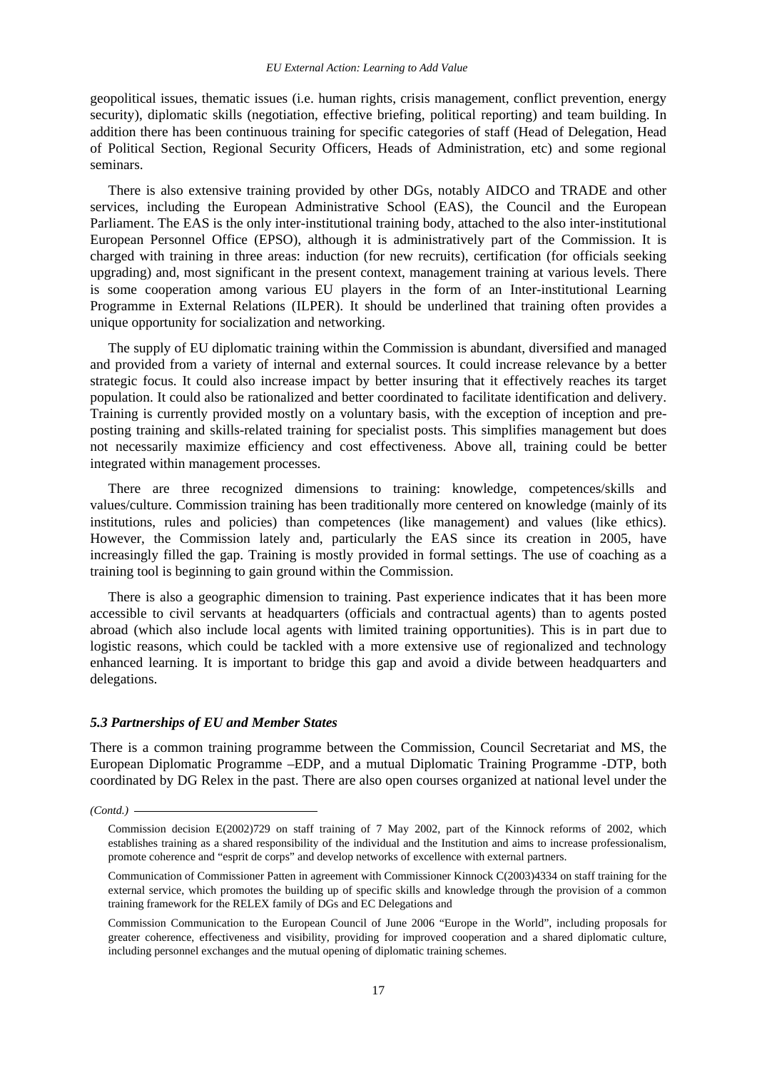geopolitical issues, thematic issues (i.e. human rights, crisis management, conflict prevention, energy security), diplomatic skills (negotiation, effective briefing, political reporting) and team building. In addition there has been continuous training for specific categories of staff (Head of Delegation, Head of Political Section, Regional Security Officers, Heads of Administration, etc) and some regional seminars.

There is also extensive training provided by other DGs, notably AIDCO and TRADE and other services, including the European Administrative School (EAS), the Council and the European Parliament. The EAS is the only inter-institutional training body, attached to the also inter-institutional European Personnel Office (EPSO), although it is administratively part of the Commission. It is charged with training in three areas: induction (for new recruits), certification (for officials seeking upgrading) and, most significant in the present context, management training at various levels. There is some cooperation among various EU players in the form of an Inter-institutional Learning Programme in External Relations (ILPER). It should be underlined that training often provides a unique opportunity for socialization and networking.

The supply of EU diplomatic training within the Commission is abundant, diversified and managed and provided from a variety of internal and external sources. It could increase relevance by a better strategic focus. It could also increase impact by better insuring that it effectively reaches its target population. It could also be rationalized and better coordinated to facilitate identification and delivery. Training is currently provided mostly on a voluntary basis, with the exception of inception and pre-posting training and skills-related training for specialist posts. This simplifies management but does not necessarily maximize efficiency and cost effectiveness. Above all, training could be better integrated within management processes.

There are three recognized dimensions to training: knowledge, competences/skills and values/culture. Commission training has been traditionally more centered on knowledge (mainly of its institutions, rules and policies) than competences (like management) and values (like ethics). However, the Commission lately and, particularly the EAS since its creation in 2005, have increasingly filled the gap. Training is mostly provided in formal settings. The use of coaching as a training tool is beginning to gain ground within the Commission.

There is also a geographic dimension to training. Past experience indicates that it has been more accessible to civil servants at headquarters (officials and contractual agents) than to agents posted abroad (which also include local agents with limited training opportunities). This is in part due to logistic reasons, which could be tackled with a more extensive use of regionalized and technology enhanced learning. It is important to bridge this gap and avoid a divide between headquarters and delegations.

### *5.3 Partnerships of EU and Member States*

There is a common training programme between the Commission, Council Secretariat and MS, the European Diplomatic Programme –EDP, and a mutual Diplomatic Training Programme -DTP, both coordinated by DG Relex in the past. There are also open courses organized at national level under the

*(Contd.)*

Commission decision E(2002)729 on staff training of 7 May 2002, part of the Kinnock reforms of 2002, which establishes training as a shared responsibility of the individual and the Institution and aims to increase professionalism, promote coherence and "esprit de corps" and develop networks of excellence with external partners.

Communication of Commissioner Patten in agreement with Commissioner Kinnock C(2003)4334 on staff training for the external service, which promotes the building up of specific skills and knowledge through the provision of a common training framework for the RELEX family of DGs and EC Delegations and

Commission Communication to the European Council of June 2006 "Europe in the World", including proposals for greater coherence, effectiveness and visibility, providing for improved cooperation and a shared diplomatic culture, including personnel exchanges and the mutual opening of diplomatic training schemes.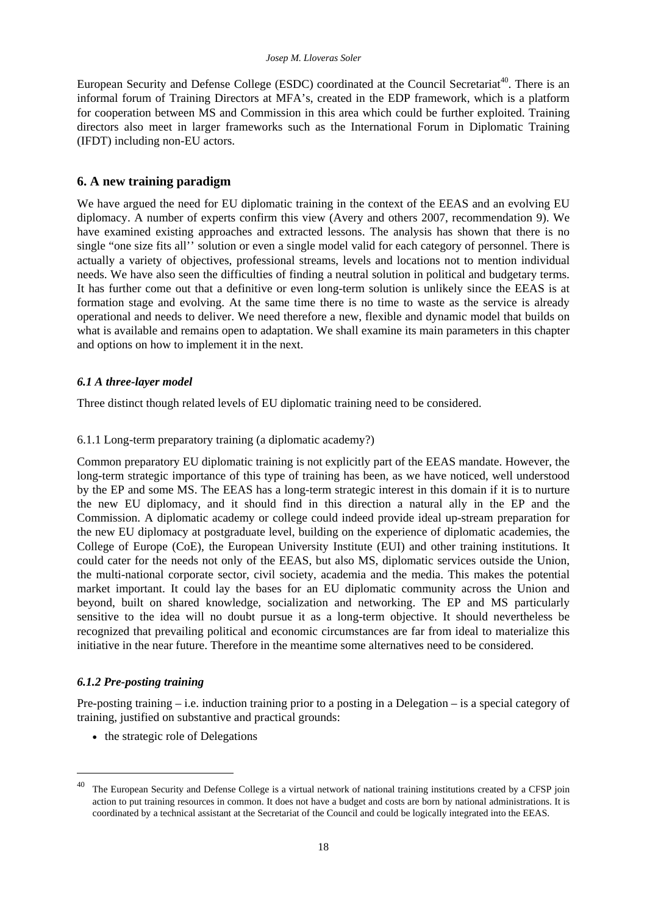European Security and Defense College (ESDC) coordinated at the Council Secretariat[40]. There is an informal forum of Training Directors at MFA's, created in the EDP framework, which is a platform for cooperation between MS and Commission in this area which could be further exploited. Training directors also meet in larger frameworks such as the International Forum in Diplomatic Training (IFDT) including non-EU actors.

## 6. A new training paradigm

We have argued the need for EU diplomatic training in the context of the EEAS and an evolving EU diplomacy. A number of experts confirm this view (Avery and others 2007, recommendation 9). We have examined existing approaches and extracted lessons. The analysis has shown that there is no single "one size fits all'' solution or even a single model valid for each category of personnel. There is actually a variety of objectives, professional streams, levels and locations not to mention individual needs. We have also seen the difficulties of finding a neutral solution in political and budgetary terms. It has further come out that a definitive or even long-term solution is unlikely since the EEAS is at formation stage and evolving. At the same time there is no time to waste as the service is already operational and needs to deliver. We need therefore a new, flexible and dynamic model that builds on what is available and remains open to adaptation. We shall examine its main parameters in this chapter and options on how to implement it in the next.

### *6.1 A three-layer model*

Three distinct though related levels of EU diplomatic training need to be considered.

6.1.1 Long-term preparatory training (a diplomatic academy?)

Common preparatory EU diplomatic training is not explicitly part of the EEAS mandate. However, the long-term strategic importance of this type of training has been, as we have noticed, well understood by the EP and some MS. The EEAS has a long-term strategic interest in this domain if it is to nurture the new EU diplomacy, and it should find in this direction a natural ally in the EP and the Commission. A diplomatic academy or college could indeed provide ideal up-stream preparation for the new EU diplomacy at postgraduate level, building on the experience of diplomatic academies, the College of Europe (CoE), the European University Institute (EUI) and other training institutions. It could cater for the needs not only of the EEAS, but also MS, diplomatic services outside the Union, the multi-national corporate sector, civil society, academia and the media. This makes the potential market important. It could lay the bases for an EU diplomatic community across the Union and beyond, built on shared knowledge, socialization and networking. The EP and MS particularly sensitive to the idea will no doubt pursue it as a long-term objective. It should nevertheless be recognized that prevailing political and economic circumstances are far from ideal to materialize this initiative in the near future. Therefore in the meantime some alternatives need to be considered.

### *6.1.2 Pre-posting training*

Pre-posting training – i.e. induction training prior to a posting in a Delegation – is a special category of training, justified on substantive and practical grounds:

- the strategic role of Delegations

---

[40] The European Security and Defense College is a virtual network of national training institutions created by a CFSP join action to put training resources in common. It does not have a budget and costs are born by national administrations. It is coordinated by a technical assistant at the Secretariat of the Council and could be logically integrated into the EEAS.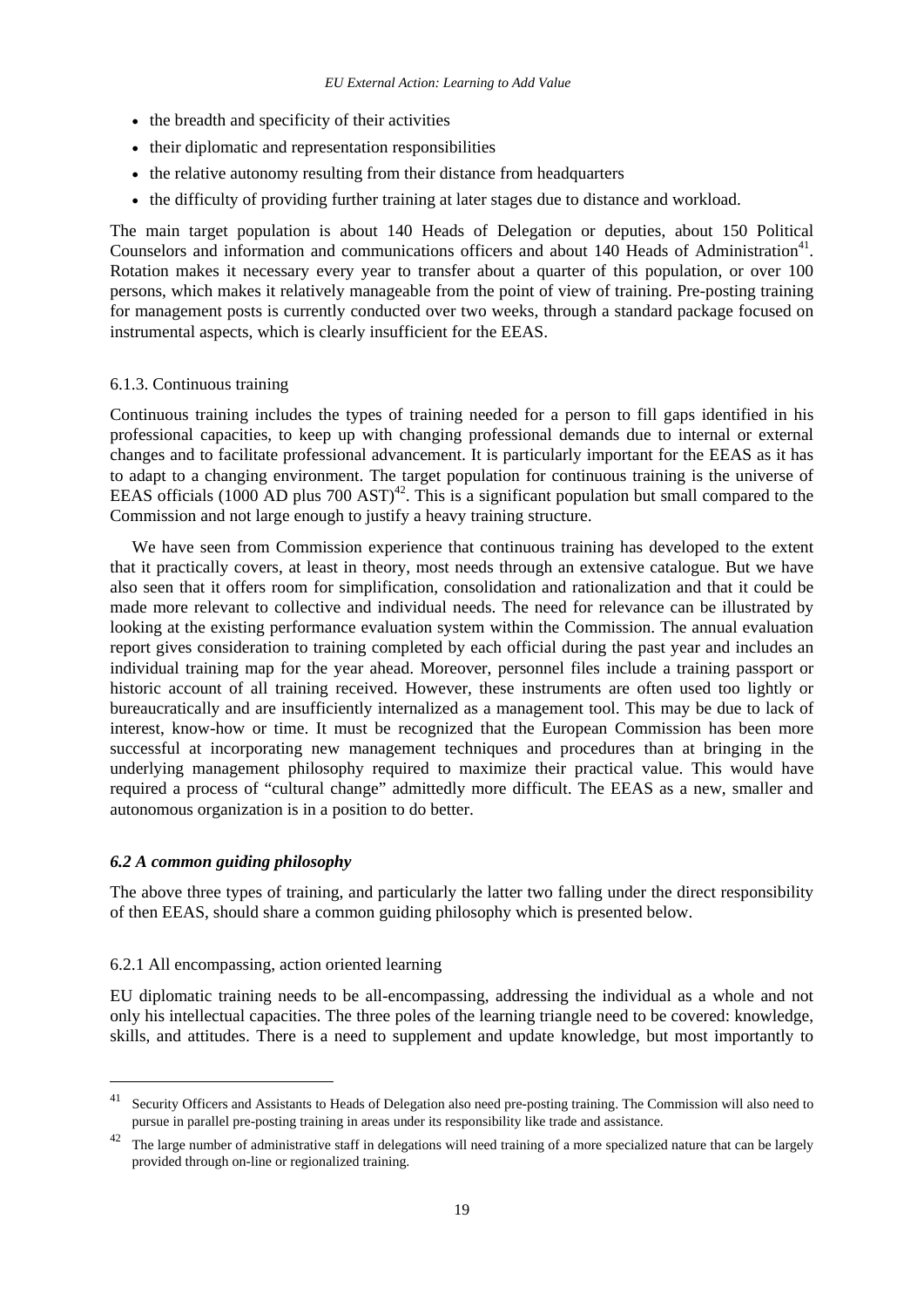- the breadth and specificity of their activities
- their diplomatic and representation responsibilities
- the relative autonomy resulting from their distance from headquarters
- the difficulty of providing further training at later stages due to distance and workload.

The main target population is about 140 Heads of Delegation or deputies, about 150 Political Counselors and information and communications officers and about 140 Heads of Administration[41]. Rotation makes it necessary every year to transfer about a quarter of this population, or over 100 persons, which makes it relatively manageable from the point of view of training. Pre-posting training for management posts is currently conducted over two weeks, through a standard package focused on instrumental aspects, which is clearly insufficient for the EEAS.

#### 6.1.3. Continuous training

Continuous training includes the types of training needed for a person to fill gaps identified in his professional capacities, to keep up with changing professional demands due to internal or external changes and to facilitate professional advancement. It is particularly important for the EEAS as it has to adapt to a changing environment. The target population for continuous training is the universe of EEAS officials (1000 AD plus 700 AST)[42]. This is a significant population but small compared to the Commission and not large enough to justify a heavy training structure.

We have seen from Commission experience that continuous training has developed to the extent that it practically covers, at least in theory, most needs through an extensive catalogue. But we have also seen that it offers room for simplification, consolidation and rationalization and that it could be made more relevant to collective and individual needs. The need for relevance can be illustrated by looking at the existing performance evaluation system within the Commission. The annual evaluation report gives consideration to training completed by each official during the past year and includes an individual training map for the year ahead. Moreover, personnel files include a training passport or historic account of all training received. However, these instruments are often used too lightly or bureaucratically and are insufficiently internalized as a management tool. This may be due to lack of interest, know-how or time. It must be recognized that the European Commission has been more successful at incorporating new management techniques and procedures than at bringing in the underlying management philosophy required to maximize their practical value. This would have required a process of "cultural change" admittedly more difficult. The EEAS as a new, smaller and autonomous organization is in a position to do better.

### *6.2 A common guiding philosophy*

The above three types of training, and particularly the latter two falling under the direct responsibility of then EEAS, should share a common guiding philosophy which is presented below.

#### 6.2.1 All encompassing, action oriented learning

EU diplomatic training needs to be all-encompassing, addressing the individual as a whole and not only his intellectual capacities. The three poles of the learning triangle need to be covered: knowledge, skills, and attitudes. There is a need to supplement and update knowledge, but most importantly to

---

[41] Security Officers and Assistants to Heads of Delegation also need pre-posting training. The Commission will also need to pursue in parallel pre-posting training in areas under its responsibility like trade and assistance.

[42] The large number of administrative staff in delegations will need training of a more specialized nature that can be largely provided through on-line or regionalized training.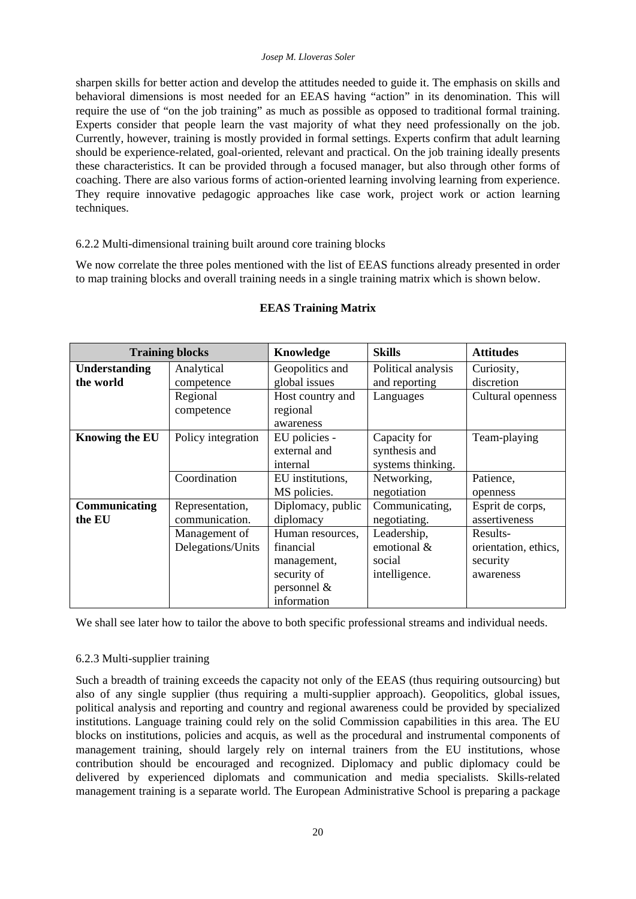sharpen skills for better action and develop the attitudes needed to guide it. The emphasis on skills and behavioral dimensions is most needed for an EEAS having "action" in its denomination. This will require the use of "on the job training" as much as possible as opposed to traditional formal training. Experts consider that people learn the vast majority of what they need professionally on the job. Currently, however, training is mostly provided in formal settings. Experts confirm that adult learning should be experience-related, goal-oriented, relevant and practical. On the job training ideally presents these characteristics. It can be provided through a focused manager, but also through other forms of coaching. There are also various forms of action-oriented learning involving learning from experience. They require innovative pedagogic approaches like case work, project work or action learning techniques.

6.2.2 Multi-dimensional training built around core training blocks

We now correlate the three poles mentioned with the list of EEAS functions already presented in order to map training blocks and overall training needs in a single training matrix which is shown below.

**EEAS Training Matrix**

| **Training blocks** | | **Knowledge** | **Skills** | **Attitudes** |
|---|---|---|---|---|
| **Understanding the world** | Analytical competence | Geopolitics and global issues | Political analysis and reporting | Curiosity, discretion |
| | Regional competence | Host country and regional awareness | Languages | Cultural openness |
| **Knowing the EU** | Policy integration | EU policies - external and internal | Capacity for synthesis and systems thinking. | Team-playing |
| | Coordination | EU institutions, MS policies. | Networking, negotiation | Patience, openness |
| **Communicating the EU** | Representation, communication. | Diplomacy, public diplomacy | Communicating, negotiating. | Esprit de corps, assertiveness |
| | Management of Delegations/Units | Human resources, financial management, security of personnel & information | Leadership, emotional & social intelligence. | Results-orientation, ethics, security awareness |

We shall see later how to tailor the above to both specific professional streams and individual needs.

6.2.3 Multi-supplier training

Such a breadth of training exceeds the capacity not only of the EEAS (thus requiring outsourcing) but also of any single supplier (thus requiring a multi-supplier approach). Geopolitics, global issues, political analysis and reporting and country and regional awareness could be provided by specialized institutions. Language training could rely on the solid Commission capabilities in this area. The EU blocks on institutions, policies and acquis, as well as the procedural and instrumental components of management training, should largely rely on internal trainers from the EU institutions, whose contribution should be encouraged and recognized. Diplomacy and public diplomacy could be delivered by experienced diplomats and communication and media specialists. Skills-related management training is a separate world. The European Administrative School is preparing a package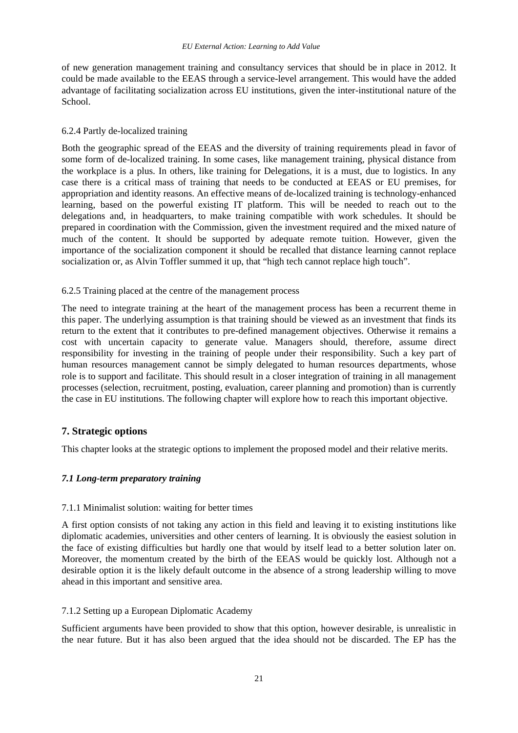of new generation management training and consultancy services that should be in place in 2012. It could be made available to the EEAS through a service-level arrangement. This would have the added advantage of facilitating socialization across EU institutions, given the inter-institutional nature of the School.

#### 6.2.4 Partly de-localized training

Both the geographic spread of the EEAS and the diversity of training requirements plead in favor of some form of de-localized training. In some cases, like management training, physical distance from the workplace is a plus. In others, like training for Delegations, it is a must, due to logistics. In any case there is a critical mass of training that needs to be conducted at EEAS or EU premises, for appropriation and identity reasons. An effective means of de-localized training is technology-enhanced learning, based on the powerful existing IT platform. This will be needed to reach out to the delegations and, in headquarters, to make training compatible with work schedules. It should be prepared in coordination with the Commission, given the investment required and the mixed nature of much of the content. It should be supported by adequate remote tuition. However, given the importance of the socialization component it should be recalled that distance learning cannot replace socialization or, as Alvin Toffler summed it up, that "high tech cannot replace high touch".

#### 6.2.5 Training placed at the centre of the management process

The need to integrate training at the heart of the management process has been a recurrent theme in this paper. The underlying assumption is that training should be viewed as an investment that finds its return to the extent that it contributes to pre-defined management objectives. Otherwise it remains a cost with uncertain capacity to generate value. Managers should, therefore, assume direct responsibility for investing in the training of people under their responsibility. Such a key part of human resources management cannot be simply delegated to human resources departments, whose role is to support and facilitate. This should result in a closer integration of training in all management processes (selection, recruitment, posting, evaluation, career planning and promotion) than is currently the case in EU institutions. The following chapter will explore how to reach this important objective.

## 7. Strategic options

This chapter looks at the strategic options to implement the proposed model and their relative merits.

### *7.1 Long-term preparatory training*

#### 7.1.1 Minimalist solution: waiting for better times

A first option consists of not taking any action in this field and leaving it to existing institutions like diplomatic academies, universities and other centers of learning. It is obviously the easiest solution in the face of existing difficulties but hardly one that would by itself lead to a better solution later on. Moreover, the momentum created by the birth of the EEAS would be quickly lost. Although not a desirable option it is the likely default outcome in the absence of a strong leadership willing to move ahead in this important and sensitive area.

#### 7.1.2 Setting up a European Diplomatic Academy

Sufficient arguments have been provided to show that this option, however desirable, is unrealistic in the near future. But it has also been argued that the idea should not be discarded. The EP has the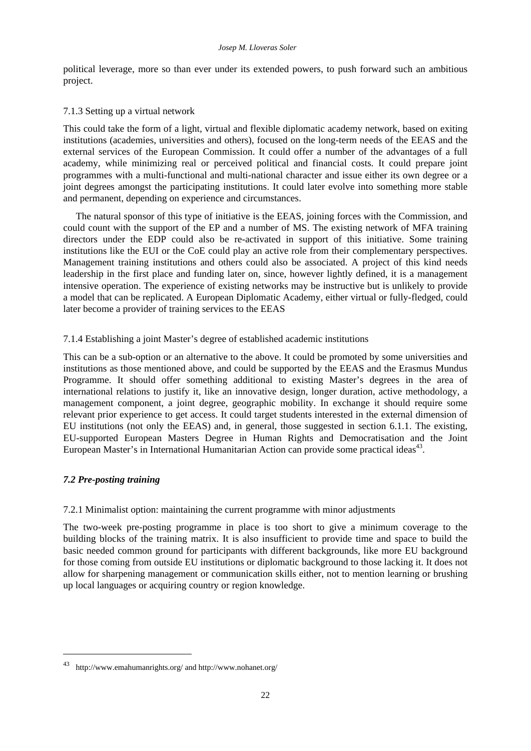political leverage, more so than ever under its extended powers, to push forward such an ambitious project.

#### 7.1.3 Setting up a virtual network

This could take the form of a light, virtual and flexible diplomatic academy network, based on exiting institutions (academies, universities and others), focused on the long-term needs of the EEAS and the external services of the European Commission. It could offer a number of the advantages of a full academy, while minimizing real or perceived political and financial costs. It could prepare joint programmes with a multi-functional and multi-national character and issue either its own degree or a joint degrees amongst the participating institutions. It could later evolve into something more stable and permanent, depending on experience and circumstances.

The natural sponsor of this type of initiative is the EEAS, joining forces with the Commission, and could count with the support of the EP and a number of MS. The existing network of MFA training directors under the EDP could also be re-activated in support of this initiative. Some training institutions like the EUI or the CoE could play an active role from their complementary perspectives. Management training institutions and others could also be associated. A project of this kind needs leadership in the first place and funding later on, since, however lightly defined, it is a management intensive operation. The experience of existing networks may be instructive but is unlikely to provide a model that can be replicated. A European Diplomatic Academy, either virtual or fully-fledged, could later become a provider of training services to the EEAS

#### 7.1.4 Establishing a joint Master's degree of established academic institutions

This can be a sub-option or an alternative to the above. It could be promoted by some universities and institutions as those mentioned above, and could be supported by the EEAS and the Erasmus Mundus Programme. It should offer something additional to existing Master's degrees in the area of international relations to justify it, like an innovative design, longer duration, active methodology, a management component, a joint degree, geographic mobility. In exchange it should require some relevant prior experience to get access. It could target students interested in the external dimension of EU institutions (not only the EEAS) and, in general, those suggested in section 6.1.1. The existing, EU-supported European Masters Degree in Human Rights and Democratisation and the Joint European Master's in International Humanitarian Action can provide some practical ideas[43].

### *7.2 Pre-posting training*

#### 7.2.1 Minimalist option: maintaining the current programme with minor adjustments

The two-week pre-posting programme in place is too short to give a minimum coverage to the building blocks of the training matrix. It is also insufficient to provide time and space to build the basic needed common ground for participants with different backgrounds, like more EU background for those coming from outside EU institutions or diplomatic background to those lacking it. It does not allow for sharpening management or communication skills either, not to mention learning or brushing up local languages or acquiring country or region knowledge.

---

[43] http://www.emahumanrights.org/ and http://www.nohanet.org/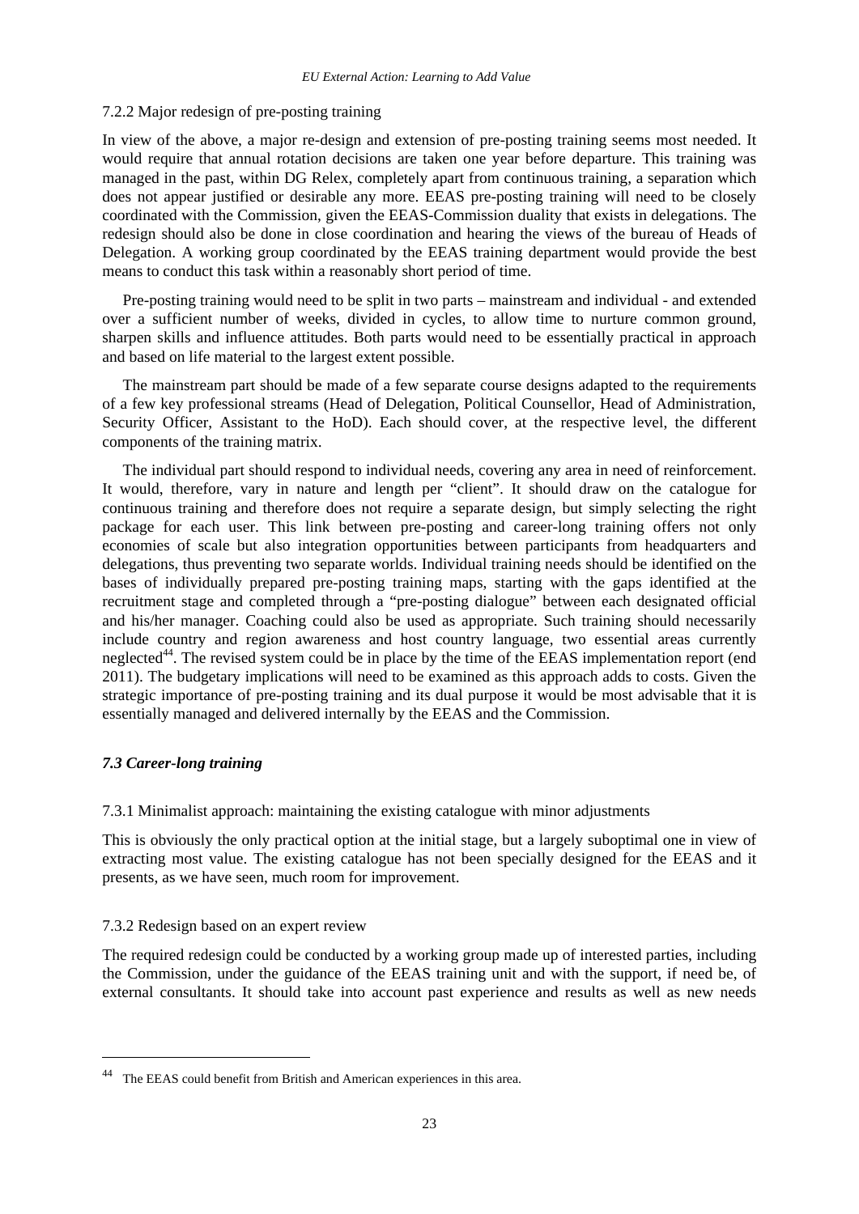#### 7.2.2 Major redesign of pre-posting training

In view of the above, a major re-design and extension of pre-posting training seems most needed. It would require that annual rotation decisions are taken one year before departure. This training was managed in the past, within DG Relex, completely apart from continuous training, a separation which does not appear justified or desirable any more. EEAS pre-posting training will need to be closely coordinated with the Commission, given the EEAS-Commission duality that exists in delegations. The redesign should also be done in close coordination and hearing the views of the bureau of Heads of Delegation. A working group coordinated by the EEAS training department would provide the best means to conduct this task within a reasonably short period of time.

Pre-posting training would need to be split in two parts – mainstream and individual - and extended over a sufficient number of weeks, divided in cycles, to allow time to nurture common ground, sharpen skills and influence attitudes. Both parts would need to be essentially practical in approach and based on life material to the largest extent possible.

The mainstream part should be made of a few separate course designs adapted to the requirements of a few key professional streams (Head of Delegation, Political Counsellor, Head of Administration, Security Officer, Assistant to the HoD). Each should cover, at the respective level, the different components of the training matrix.

The individual part should respond to individual needs, covering any area in need of reinforcement. It would, therefore, vary in nature and length per "client". It should draw on the catalogue for continuous training and therefore does not require a separate design, but simply selecting the right package for each user. This link between pre-posting and career-long training offers not only economies of scale but also integration opportunities between participants from headquarters and delegations, thus preventing two separate worlds. Individual training needs should be identified on the bases of individually prepared pre-posting training maps, starting with the gaps identified at the recruitment stage and completed through a "pre-posting dialogue" between each designated official and his/her manager. Coaching could also be used as appropriate. Such training should necessarily include country and region awareness and host country language, two essential areas currently neglected[44]. The revised system could be in place by the time of the EEAS implementation report (end 2011). The budgetary implications will need to be examined as this approach adds to costs. Given the strategic importance of pre-posting training and its dual purpose it would be most advisable that it is essentially managed and delivered internally by the EEAS and the Commission.

### *7.3 Career-long training*

#### 7.3.1 Minimalist approach: maintaining the existing catalogue with minor adjustments

This is obviously the only practical option at the initial stage, but a largely suboptimal one in view of extracting most value. The existing catalogue has not been specially designed for the EEAS and it presents, as we have seen, much room for improvement.

#### 7.3.2 Redesign based on an expert review

The required redesign could be conducted by a working group made up of interested parties, including the Commission, under the guidance of the EEAS training unit and with the support, if need be, of external consultants. It should take into account past experience and results as well as new needs

[44] The EEAS could benefit from British and American experiences in this area.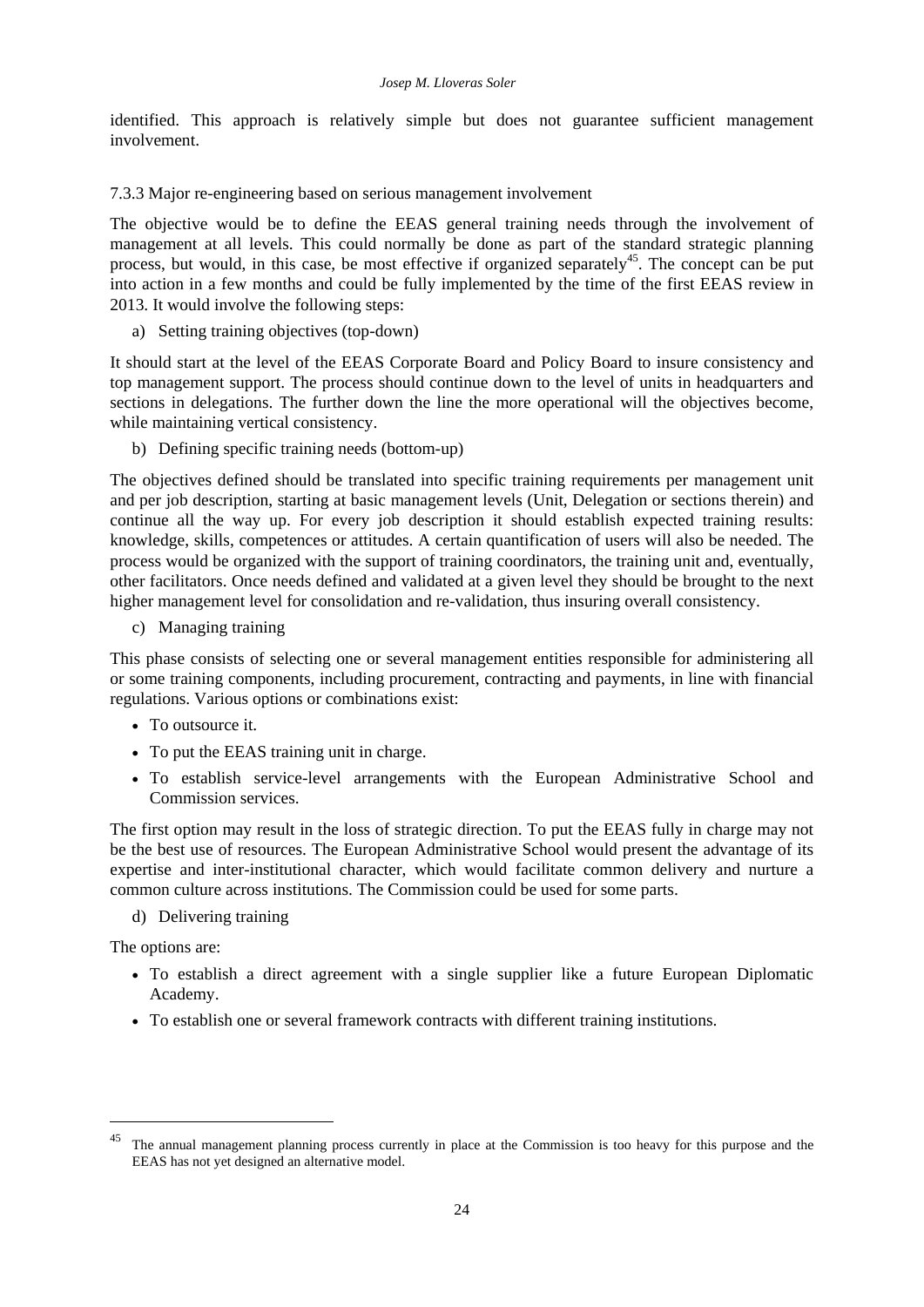identified. This approach is relatively simple but does not guarantee sufficient management involvement.

### 7.3.3 Major re-engineering based on serious management involvement

The objective would be to define the EEAS general training needs through the involvement of management at all levels. This could normally be done as part of the standard strategic planning process, but would, in this case, be most effective if organized separately[45]. The concept can be put into action in a few months and could be fully implemented by the time of the first EEAS review in 2013. It would involve the following steps:

a) Setting training objectives (top-down)

It should start at the level of the EEAS Corporate Board and Policy Board to insure consistency and top management support. The process should continue down to the level of units in headquarters and sections in delegations. The further down the line the more operational will the objectives become, while maintaining vertical consistency.

b) Defining specific training needs (bottom-up)

The objectives defined should be translated into specific training requirements per management unit and per job description, starting at basic management levels (Unit, Delegation or sections therein) and continue all the way up. For every job description it should establish expected training results: knowledge, skills, competences or attitudes. A certain quantification of users will also be needed. The process would be organized with the support of training coordinators, the training unit and, eventually, other facilitators. Once needs defined and validated at a given level they should be brought to the next higher management level for consolidation and re-validation, thus insuring overall consistency.

c) Managing training

This phase consists of selecting one or several management entities responsible for administering all or some training components, including procurement, contracting and payments, in line with financial regulations. Various options or combinations exist:

- To outsource it.
- To put the EEAS training unit in charge.
- To establish service-level arrangements with the European Administrative School and Commission services.

The first option may result in the loss of strategic direction. To put the EEAS fully in charge may not be the best use of resources. The European Administrative School would present the advantage of its expertise and inter-institutional character, which would facilitate common delivery and nurture a common culture across institutions. The Commission could be used for some parts.

d) Delivering training

The options are:

- To establish a direct agreement with a single supplier like a future European Diplomatic Academy.
- To establish one or several framework contracts with different training institutions.

---

[45] The annual management planning process currently in place at the Commission is too heavy for this purpose and the EEAS has not yet designed an alternative model.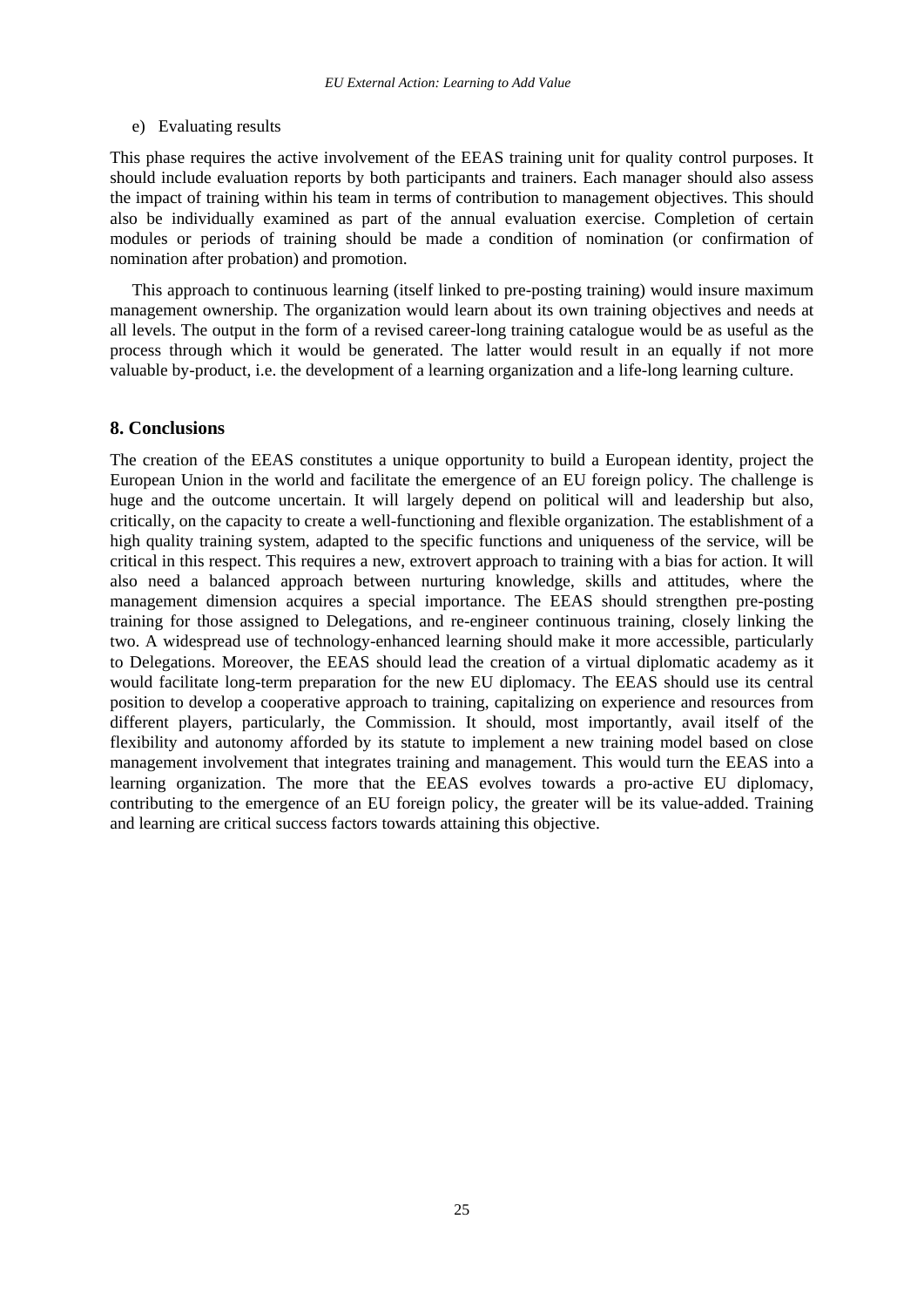e) Evaluating results

This phase requires the active involvement of the EEAS training unit for quality control purposes. It should include evaluation reports by both participants and trainers. Each manager should also assess the impact of training within his team in terms of contribution to management objectives. This should also be individually examined as part of the annual evaluation exercise. Completion of certain modules or periods of training should be made a condition of nomination (or confirmation of nomination after probation) and promotion.

This approach to continuous learning (itself linked to pre-posting training) would insure maximum management ownership. The organization would learn about its own training objectives and needs at all levels. The output in the form of a revised career-long training catalogue would be as useful as the process through which it would be generated. The latter would result in an equally if not more valuable by-product, i.e. the development of a learning organization and a life-long learning culture.

## 8. Conclusions

The creation of the EEAS constitutes a unique opportunity to build a European identity, project the European Union in the world and facilitate the emergence of an EU foreign policy. The challenge is huge and the outcome uncertain. It will largely depend on political will and leadership but also, critically, on the capacity to create a well-functioning and flexible organization. The establishment of a high quality training system, adapted to the specific functions and uniqueness of the service, will be critical in this respect. This requires a new, extrovert approach to training with a bias for action. It will also need a balanced approach between nurturing knowledge, skills and attitudes, where the management dimension acquires a special importance. The EEAS should strengthen pre-posting training for those assigned to Delegations, and re-engineer continuous training, closely linking the two. A widespread use of technology-enhanced learning should make it more accessible, particularly to Delegations. Moreover, the EEAS should lead the creation of a virtual diplomatic academy as it would facilitate long-term preparation for the new EU diplomacy. The EEAS should use its central position to develop a cooperative approach to training, capitalizing on experience and resources from different players, particularly, the Commission. It should, most importantly, avail itself of the flexibility and autonomy afforded by its statute to implement a new training model based on close management involvement that integrates training and management. This would turn the EEAS into a learning organization. The more that the EEAS evolves towards a pro-active EU diplomacy, contributing to the emergence of an EU foreign policy, the greater will be its value-added. Training and learning are critical success factors towards attaining this objective.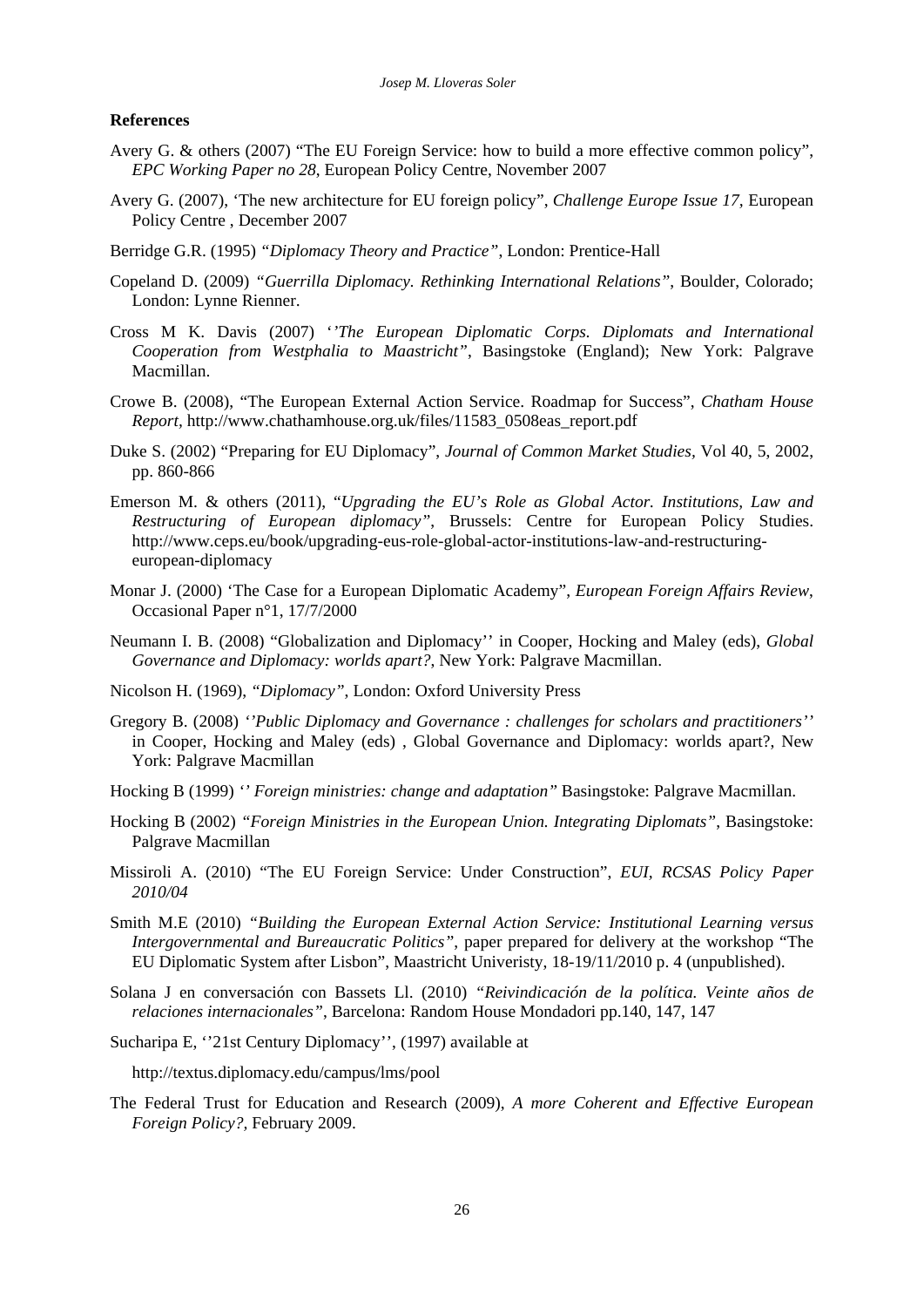**References**

Avery G. & others (2007) "The EU Foreign Service: how to build a more effective common policy", *EPC Working Paper no 28*, European Policy Centre, November 2007

Avery G. (2007), 'The new architecture for EU foreign policy", *Challenge Europe Issue 17*, European Policy Centre , December 2007

Berridge G.R. (1995) *"Diplomacy Theory and Practice"*, London: Prentice-Hall

Copeland D. (2009) *"Guerrilla Diplomacy. Rethinking International Relations"*, Boulder, Colorado; London: Lynne Rienner.

Cross M K. Davis (2007) *''The European Diplomatic Corps. Diplomats and International Cooperation from Westphalia to Maastricht"*, Basingstoke (England); New York: Palgrave Macmillan.

Crowe B. (2008), "The European External Action Service. Roadmap for Success", *Chatham House Report*, http://www.chathamhouse.org.uk/files/11583_0508eas_report.pdf

Duke S. (2002) "Preparing for EU Diplomacy", *Journal of Common Market Studies*, Vol 40, 5, 2002, pp. 860-866

Emerson M. & others (2011), "*Upgrading the EU's Role as Global Actor. Institutions, Law and Restructuring of European diplomacy"*, Brussels: Centre for European Policy Studies. http://www.ceps.eu/book/upgrading-eus-role-global-actor-institutions-law-and-restructuring-european-diplomacy

Monar J. (2000) 'The Case for a European Diplomatic Academy", *European Foreign Affairs Review*, Occasional Paper n°1, 17/7/2000

Neumann I. B. (2008) "Globalization and Diplomacy'' in Cooper, Hocking and Maley (eds), *Global Governance and Diplomacy: worlds apart?*, New York: Palgrave Macmillan.

Nicolson H. (1969), *"Diplomacy"*, London: Oxford University Press

Gregory B. (2008) *''Public Diplomacy and Governance : challenges for scholars and practitioners''* in Cooper, Hocking and Maley (eds) , Global Governance and Diplomacy: worlds apart?, New York: Palgrave Macmillan

Hocking B (1999) *'' Foreign ministries: change and adaptation"* Basingstoke: Palgrave Macmillan.

Hocking B (2002) *"Foreign Ministries in the European Union. Integrating Diplomats"*, Basingstoke: Palgrave Macmillan

Missiroli A. (2010) "The EU Foreign Service: Under Construction", *EUI, RCSAS Policy Paper 2010/04*

Smith M.E (2010) *"Building the European External Action Service: Institutional Learning versus Intergovernmental and Bureaucratic Politics"*, paper prepared for delivery at the workshop "The EU Diplomatic System after Lisbon", Maastricht Univeristy, 18-19/11/2010 p. 4 (unpublished).

Solana J en conversación con Bassets Ll. (2010) *"Reivindicación de la política. Veinte años de relaciones internacionales"*, Barcelona: Random House Mondadori pp.140, 147, 147

Sucharipa E, ''21st Century Diplomacy'', (1997) available at

http://textus.diplomacy.edu/campus/lms/pool

The Federal Trust for Education and Research (2009), *A more Coherent and Effective European Foreign Policy?*, February 2009.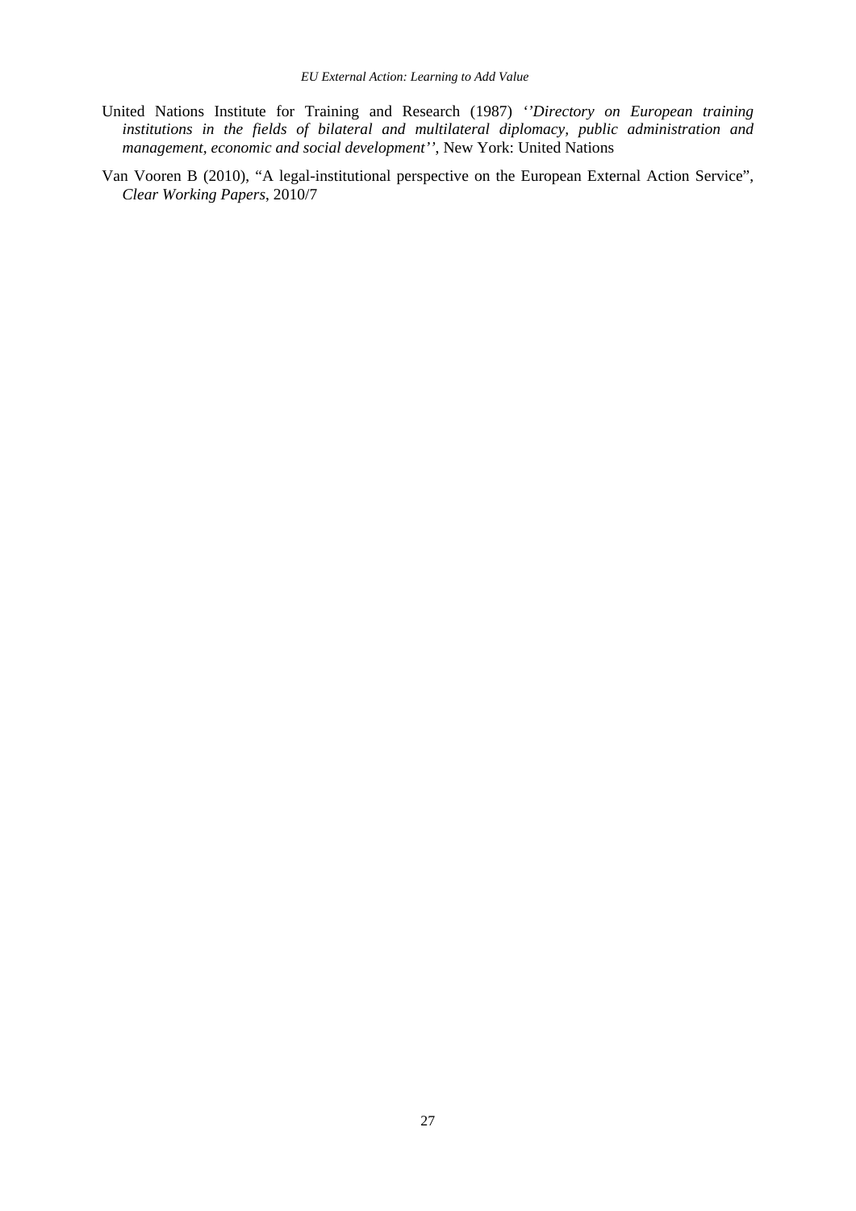United Nations Institute for Training and Research (1987) *''Directory on European training institutions in the fields of bilateral and multilateral diplomacy, public administration and management, economic and social development''*, New York: United Nations

Van Vooren B (2010), "A legal-institutional perspective on the European External Action Service", *Clear Working Papers*, 2010/7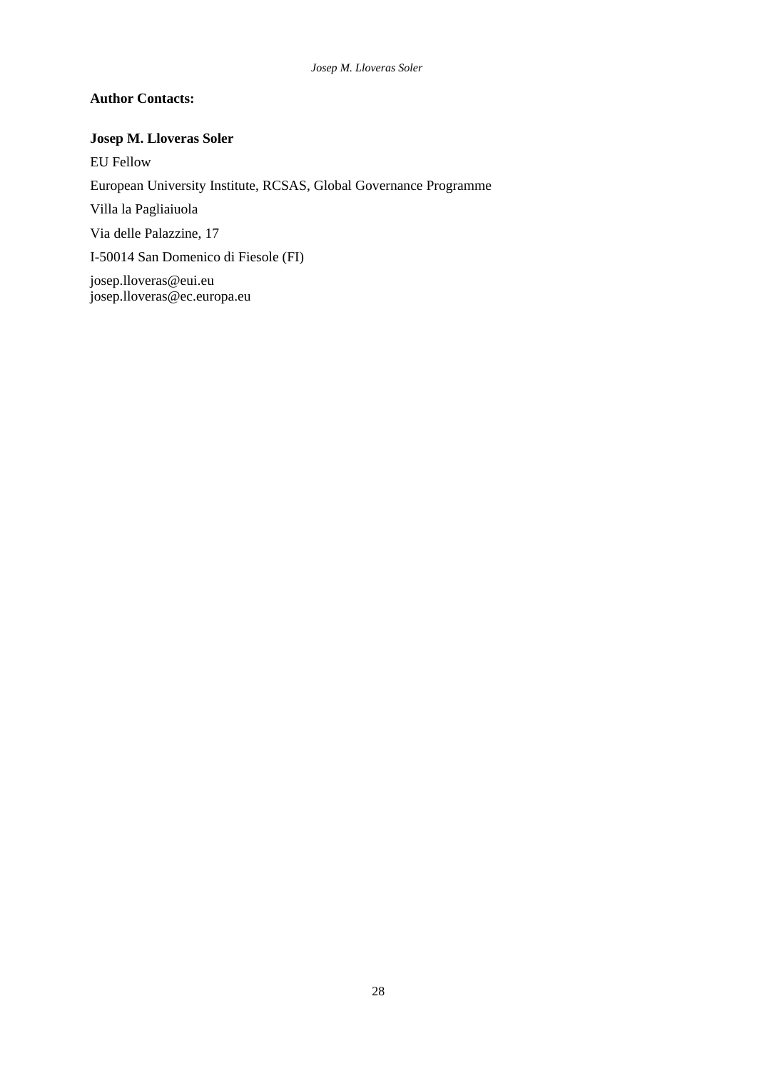**Author Contacts:**

**Josep M. Lloveras Soler**

EU Fellow

European University Institute, RCSAS, Global Governance Programme

Villa la Pagliaiuola

Via delle Palazzine, 17

I-50014 San Domenico di Fiesole (FI)

josep.lloveras@eui.eu
josep.lloveras@ec.europa.eu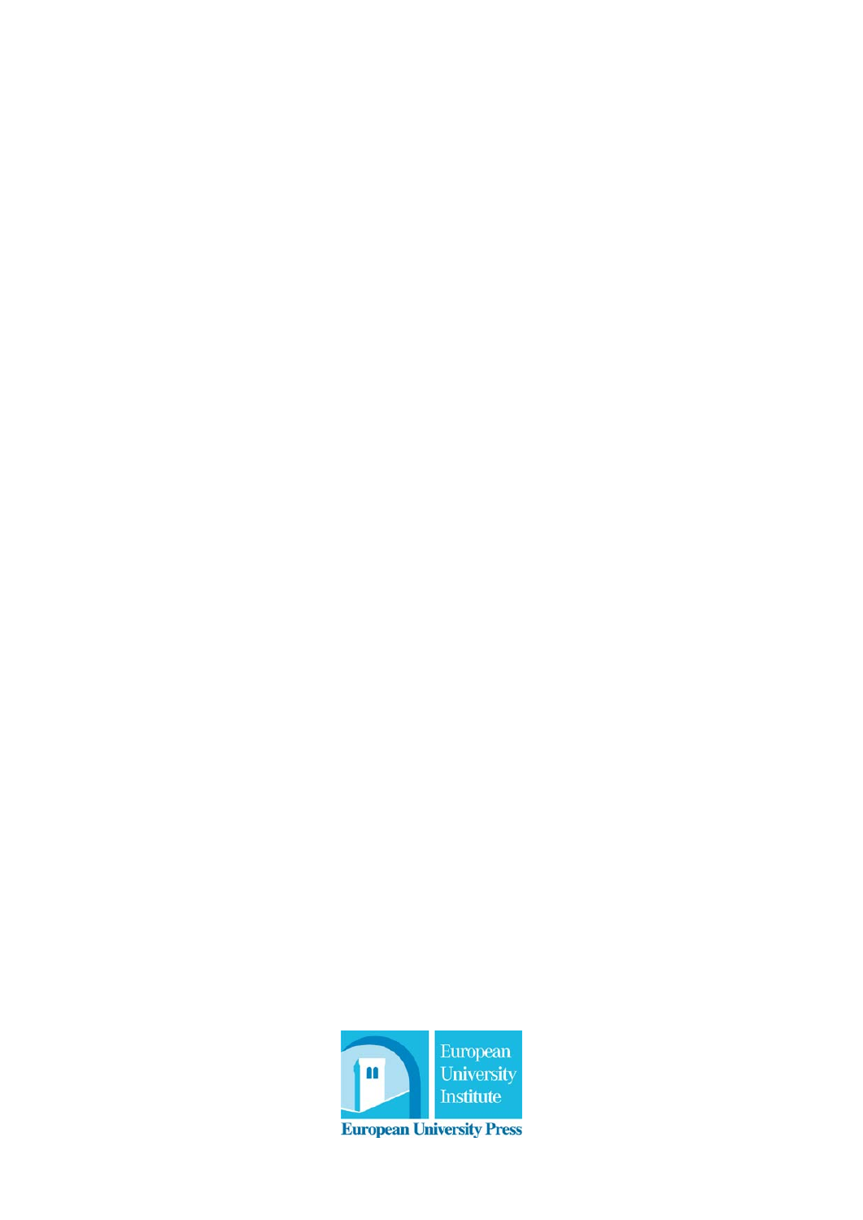European University Institute

European University Press